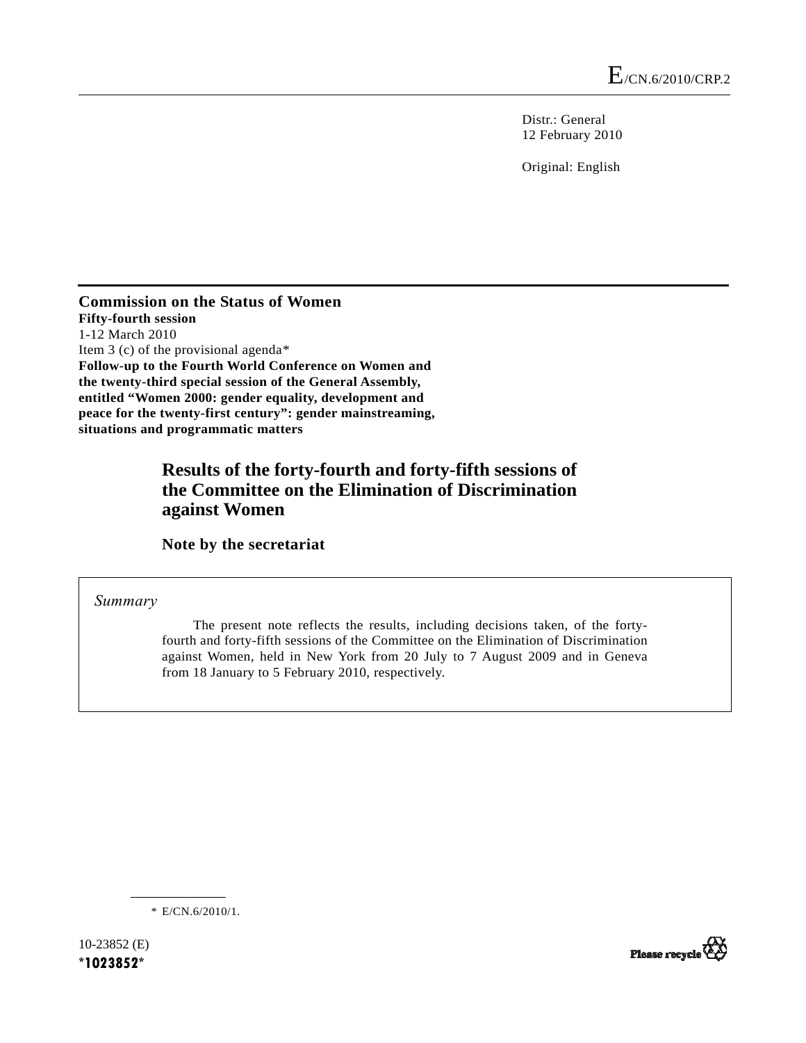E/CN.6/2010/CRP.2

Distr.: General
12 February 2010

Original: English

**Commission on the Status of Women**
**Fifty-fourth session**
1-12 March 2010
Item 3 (c) of the provisional agenda*
**Follow-up to the Fourth World Conference on Women and the twenty-third special session of the General Assembly, entitled “Women 2000: gender equality, development and peace for the twenty-first century”: gender mainstreaming, situations and programmatic matters**

# Results of the forty-fourth and forty-fifth sessions of the Committee on the Elimination of Discrimination against Women

## Note by the secretariat

*Summary*

The present note reflects the results, including decisions taken, of the forty-fourth and forty-fifth sessions of the Committee on the Elimination of Discrimination against Women, held in New York from 20 July to 7 August 2009 and in Geneva from 18 January to 5 February 2010, respectively.

\* E/CN.6/2010/1.

10-23852 (E)
*1023852*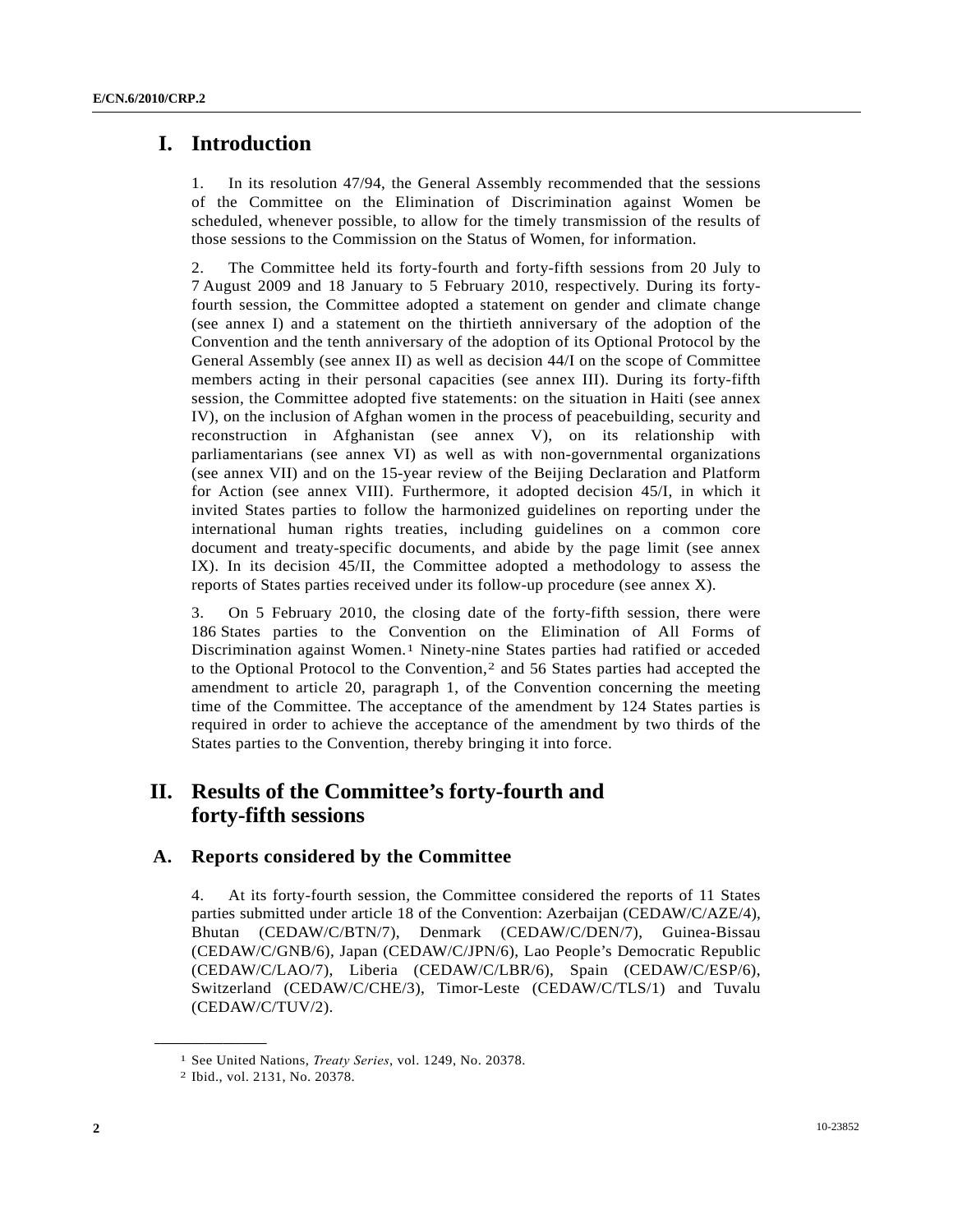# I. Introduction

1. In its resolution 47/94, the General Assembly recommended that the sessions of the Committee on the Elimination of Discrimination against Women be scheduled, whenever possible, to allow for the timely transmission of the results of those sessions to the Commission on the Status of Women, for information.

2. The Committee held its forty-fourth and forty-fifth sessions from 20 July to 7 August 2009 and 18 January to 5 February 2010, respectively. During its forty-fourth session, the Committee adopted a statement on gender and climate change (see annex I) and a statement on the thirtieth anniversary of the adoption of the Convention and the tenth anniversary of the adoption of its Optional Protocol by the General Assembly (see annex II) as well as decision 44/I on the scope of Committee members acting in their personal capacities (see annex III). During its forty-fifth session, the Committee adopted five statements: on the situation in Haiti (see annex IV), on the inclusion of Afghan women in the process of peacebuilding, security and reconstruction in Afghanistan (see annex V), on its relationship with parliamentarians (see annex VI) as well as with non-governmental organizations (see annex VII) and on the 15-year review of the Beijing Declaration and Platform for Action (see annex VIII). Furthermore, it adopted decision 45/I, in which it invited States parties to follow the harmonized guidelines on reporting under the international human rights treaties, including guidelines on a common core document and treaty-specific documents, and abide by the page limit (see annex IX). In its decision 45/II, the Committee adopted a methodology to assess the reports of States parties received under its follow-up procedure (see annex X).

3. On 5 February 2010, the closing date of the forty-fifth session, there were 186 States parties to the Convention on the Elimination of All Forms of Discrimination against Women.[1] Ninety-nine States parties had ratified or acceded to the Optional Protocol to the Convention,[2] and 56 States parties had accepted the amendment to article 20, paragraph 1, of the Convention concerning the meeting time of the Committee. The acceptance of the amendment by 124 States parties is required in order to achieve the acceptance of the amendment by two thirds of the States parties to the Convention, thereby bringing it into force.

# II. Results of the Committee's forty-fourth and forty-fifth sessions

## A. Reports considered by the Committee

4. At its forty-fourth session, the Committee considered the reports of 11 States parties submitted under article 18 of the Convention: Azerbaijan (CEDAW/C/AZE/4), Bhutan (CEDAW/C/BTN/7), Denmark (CEDAW/C/DEN/7), Guinea-Bissau (CEDAW/C/GNB/6), Japan (CEDAW/C/JPN/6), Lao People's Democratic Republic (CEDAW/C/LAO/7), Liberia (CEDAW/C/LBR/6), Spain (CEDAW/C/ESP/6), Switzerland (CEDAW/C/CHE/3), Timor-Leste (CEDAW/C/TLS/1) and Tuvalu (CEDAW/C/TUV/2).

---

[1] See United Nations, *Treaty Series*, vol. 1249, No. 20378.

[2] Ibid., vol. 2131, No. 20378.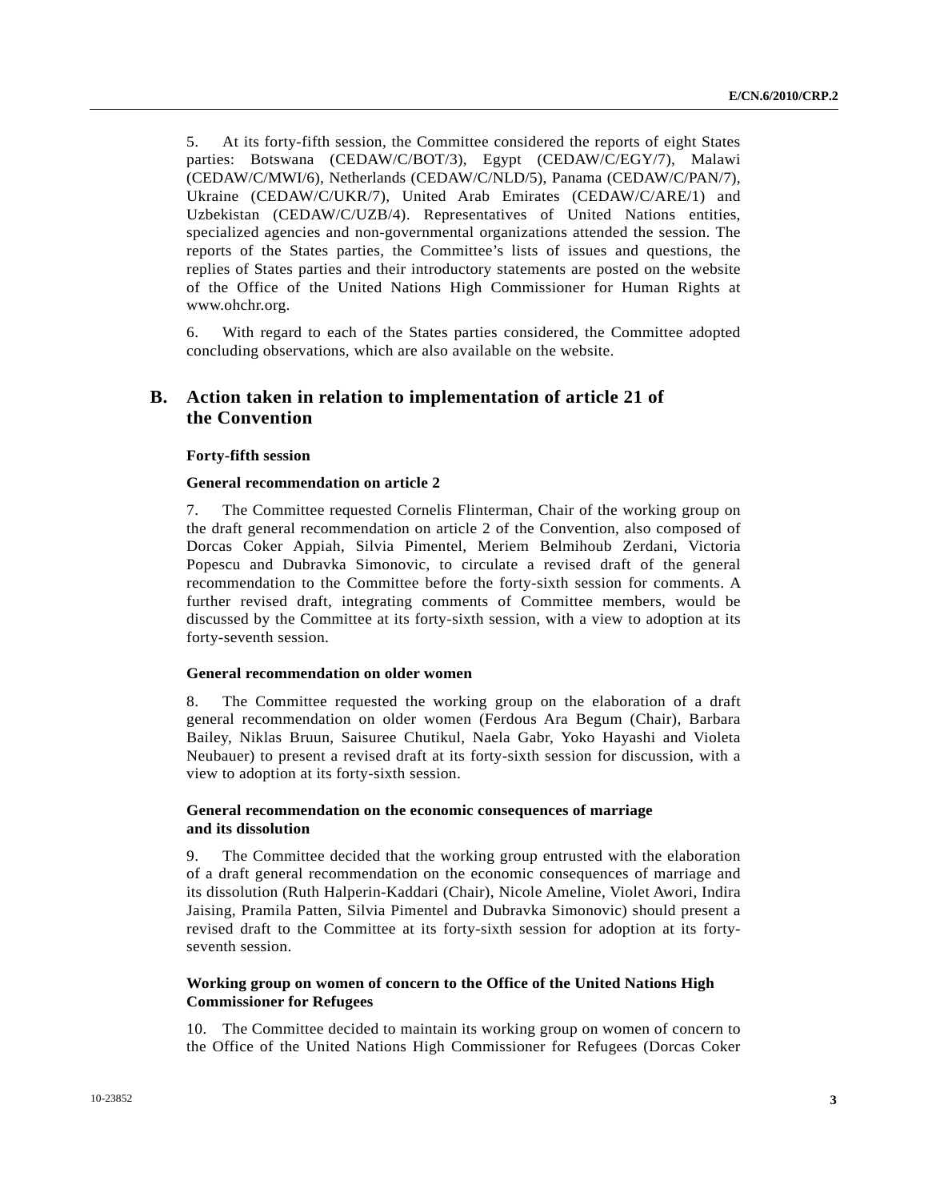5. At its forty-fifth session, the Committee considered the reports of eight States parties: Botswana (CEDAW/C/BOT/3), Egypt (CEDAW/C/EGY/7), Malawi (CEDAW/C/MWI/6), Netherlands (CEDAW/C/NLD/5), Panama (CEDAW/C/PAN/7), Ukraine (CEDAW/C/UKR/7), United Arab Emirates (CEDAW/C/ARE/1) and Uzbekistan (CEDAW/C/UZB/4). Representatives of United Nations entities, specialized agencies and non-governmental organizations attended the session. The reports of the States parties, the Committee's lists of issues and questions, the replies of States parties and their introductory statements are posted on the website of the Office of the United Nations High Commissioner for Human Rights at www.ohchr.org.

6. With regard to each of the States parties considered, the Committee adopted concluding observations, which are also available on the website.

## B. Action taken in relation to implementation of article 21 of the Convention

#### Forty-fifth session

#### General recommendation on article 2

7. The Committee requested Cornelis Flinterman, Chair of the working group on the draft general recommendation on article 2 of the Convention, also composed of Dorcas Coker Appiah, Silvia Pimentel, Meriem Belmihoub Zerdani, Victoria Popescu and Dubravka Simonovic, to circulate a revised draft of the general recommendation to the Committee before the forty-sixth session for comments. A further revised draft, integrating comments of Committee members, would be discussed by the Committee at its forty-sixth session, with a view to adoption at its forty-seventh session.

#### General recommendation on older women

8. The Committee requested the working group on the elaboration of a draft general recommendation on older women (Ferdous Ara Begum (Chair), Barbara Bailey, Niklas Bruun, Saisuree Chutikul, Naela Gabr, Yoko Hayashi and Violeta Neubauer) to present a revised draft at its forty-sixth session for discussion, with a view to adoption at its forty-sixth session.

#### General recommendation on the economic consequences of marriage and its dissolution

9. The Committee decided that the working group entrusted with the elaboration of a draft general recommendation on the economic consequences of marriage and its dissolution (Ruth Halperin-Kaddari (Chair), Nicole Ameline, Violet Awori, Indira Jaising, Pramila Patten, Silvia Pimentel and Dubravka Simonovic) should present a revised draft to the Committee at its forty-sixth session for adoption at its forty-seventh session.

#### Working group on women of concern to the Office of the United Nations High Commissioner for Refugees

10. The Committee decided to maintain its working group on women of concern to the Office of the United Nations High Commissioner for Refugees (Dorcas Coker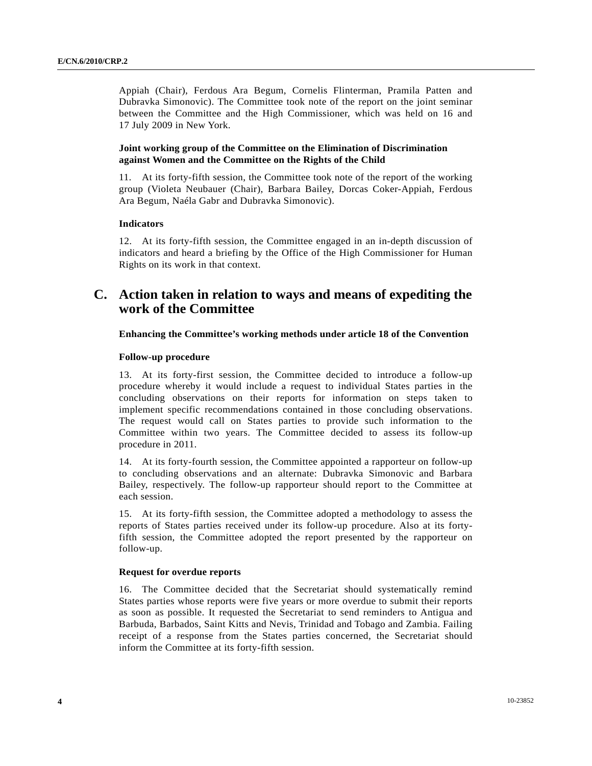Appiah (Chair), Ferdous Ara Begum, Cornelis Flinterman, Pramila Patten and Dubravka Simonovic). The Committee took note of the report on the joint seminar between the Committee and the High Commissioner, which was held on 16 and 17 July 2009 in New York.

### Joint working group of the Committee on the Elimination of Discrimination against Women and the Committee on the Rights of the Child

11. At its forty-fifth session, the Committee took note of the report of the working group (Violeta Neubauer (Chair), Barbara Bailey, Dorcas Coker-Appiah, Ferdous Ara Begum, Naéla Gabr and Dubravka Simonovic).

### Indicators

12. At its forty-fifth session, the Committee engaged in an in-depth discussion of indicators and heard a briefing by the Office of the High Commissioner for Human Rights on its work in that context.

## C. Action taken in relation to ways and means of expediting the work of the Committee

### Enhancing the Committee's working methods under article 18 of the Convention

### Follow-up procedure

13. At its forty-first session, the Committee decided to introduce a follow-up procedure whereby it would include a request to individual States parties in the concluding observations on their reports for information on steps taken to implement specific recommendations contained in those concluding observations. The request would call on States parties to provide such information to the Committee within two years. The Committee decided to assess its follow-up procedure in 2011.

14. At its forty-fourth session, the Committee appointed a rapporteur on follow-up to concluding observations and an alternate: Dubravka Simonovic and Barbara Bailey, respectively. The follow-up rapporteur should report to the Committee at each session.

15. At its forty-fifth session, the Committee adopted a methodology to assess the reports of States parties received under its follow-up procedure. Also at its forty-fifth session, the Committee adopted the report presented by the rapporteur on follow-up.

### Request for overdue reports

16. The Committee decided that the Secretariat should systematically remind States parties whose reports were five years or more overdue to submit their reports as soon as possible. It requested the Secretariat to send reminders to Antigua and Barbuda, Barbados, Saint Kitts and Nevis, Trinidad and Tobago and Zambia. Failing receipt of a response from the States parties concerned, the Secretariat should inform the Committee at its forty-fifth session.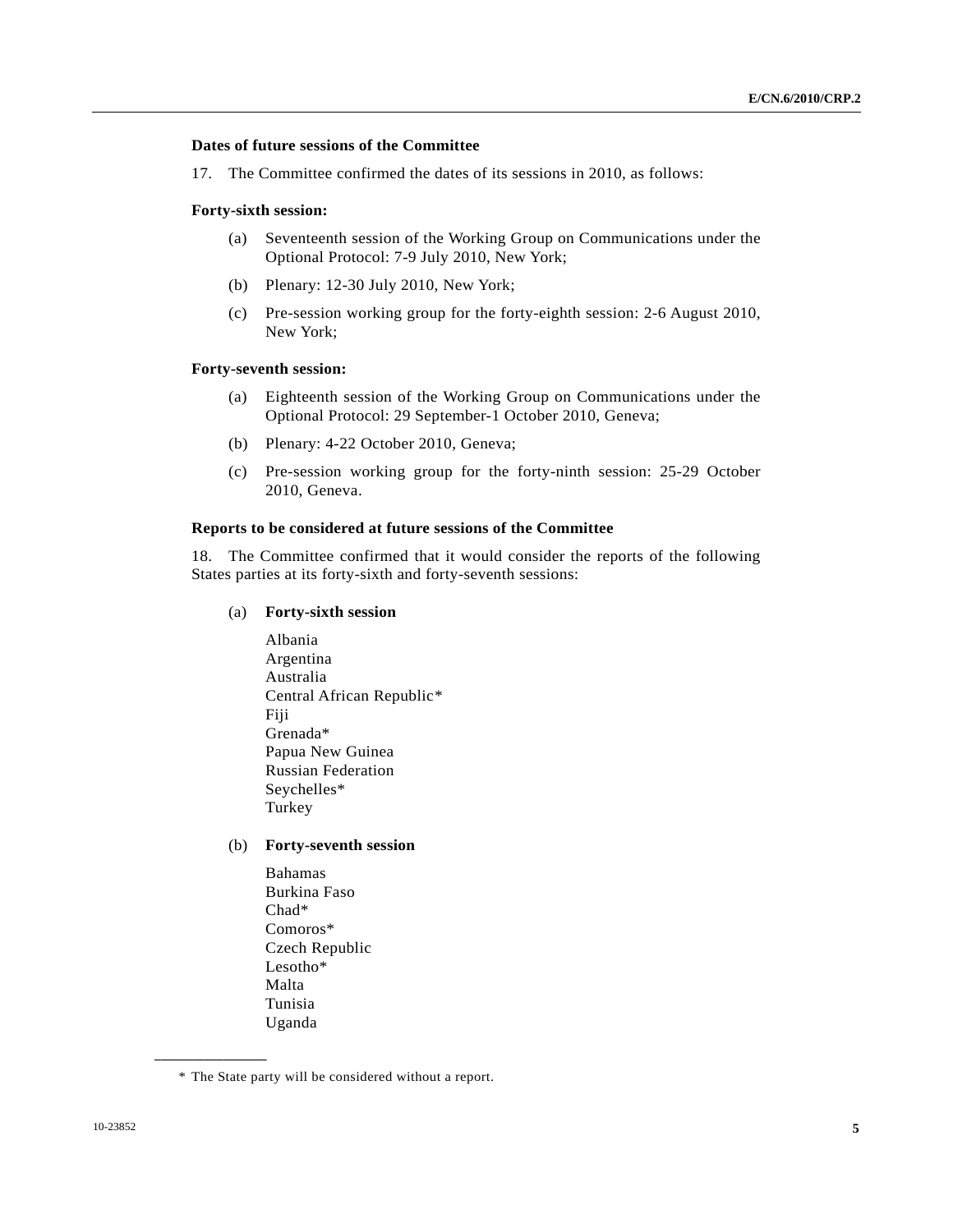**Dates of future sessions of the Committee**

17. The Committee confirmed the dates of its sessions in 2010, as follows:

**Forty-sixth session:**

(a) Seventeenth session of the Working Group on Communications under the Optional Protocol: 7-9 July 2010, New York;

(b) Plenary: 12-30 July 2010, New York;

(c) Pre-session working group for the forty-eighth session: 2-6 August 2010, New York;

**Forty-seventh session:**

(a) Eighteenth session of the Working Group on Communications under the Optional Protocol: 29 September-1 October 2010, Geneva;

(b) Plenary: 4-22 October 2010, Geneva;

(c) Pre-session working group for the forty-ninth session: 25-29 October 2010, Geneva.

**Reports to be considered at future sessions of the Committee**

18. The Committee confirmed that it would consider the reports of the following States parties at its forty-sixth and forty-seventh sessions:

(a) **Forty-sixth session**

Albania  
Argentina  
Australia  
Central African Republic*  
Fiji  
Grenada*  
Papua New Guinea  
Russian Federation  
Seychelles*  
Turkey

(b) **Forty-seventh session**

Bahamas  
Burkina Faso  
Chad*  
Comoros*  
Czech Republic  
Lesotho*  
Malta  
Tunisia  
Uganda

---

* The State party will be considered without a report.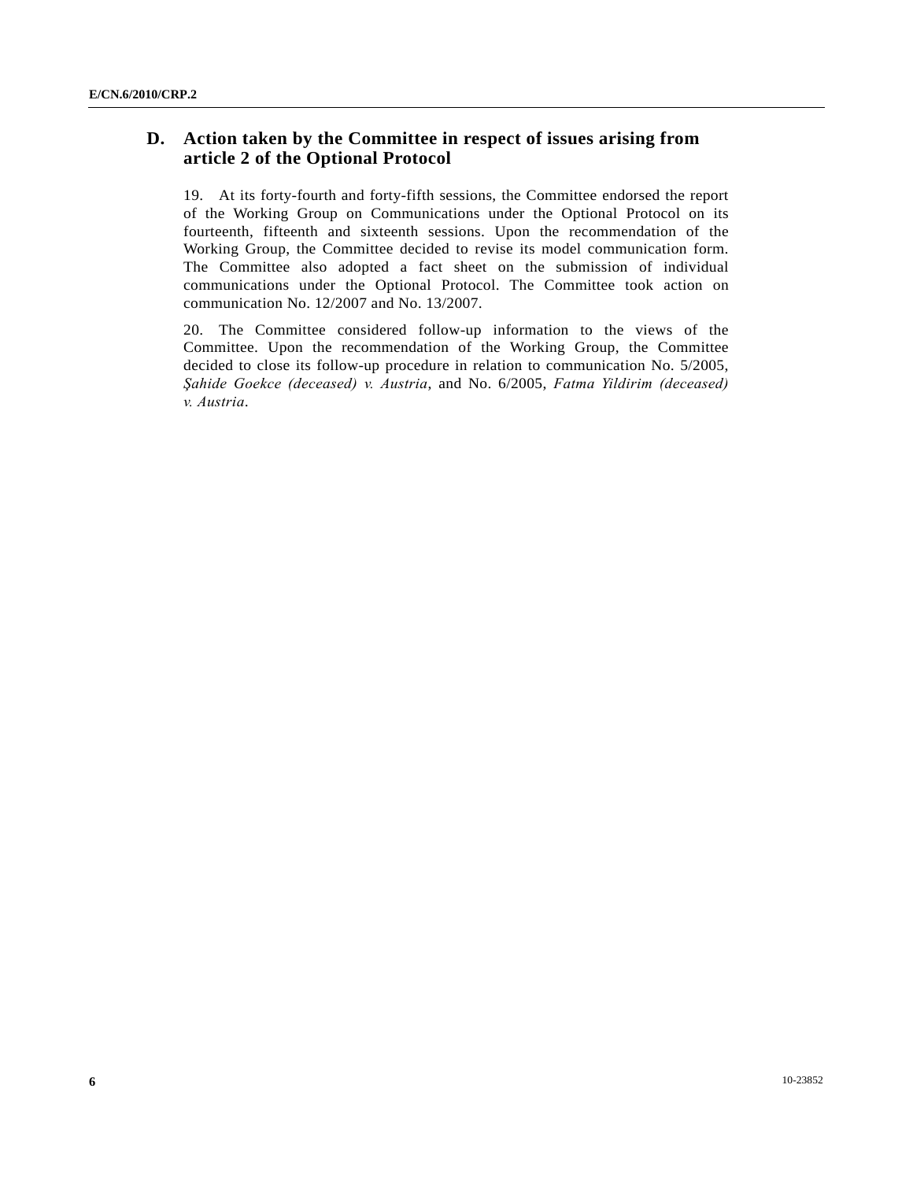## D. Action taken by the Committee in respect of issues arising from article 2 of the Optional Protocol

19. At its forty-fourth and forty-fifth sessions, the Committee endorsed the report of the Working Group on Communications under the Optional Protocol on its fourteenth, fifteenth and sixteenth sessions. Upon the recommendation of the Working Group, the Committee decided to revise its model communication form. The Committee also adopted a fact sheet on the submission of individual communications under the Optional Protocol. The Committee took action on communication No. 12/2007 and No. 13/2007.

20. The Committee considered follow-up information to the views of the Committee. Upon the recommendation of the Working Group, the Committee decided to close its follow-up procedure in relation to communication No. 5/2005, *Şahide Goekce (deceased) v. Austria*, and No. 6/2005, *Fatma Yildirim (deceased) v. Austria*.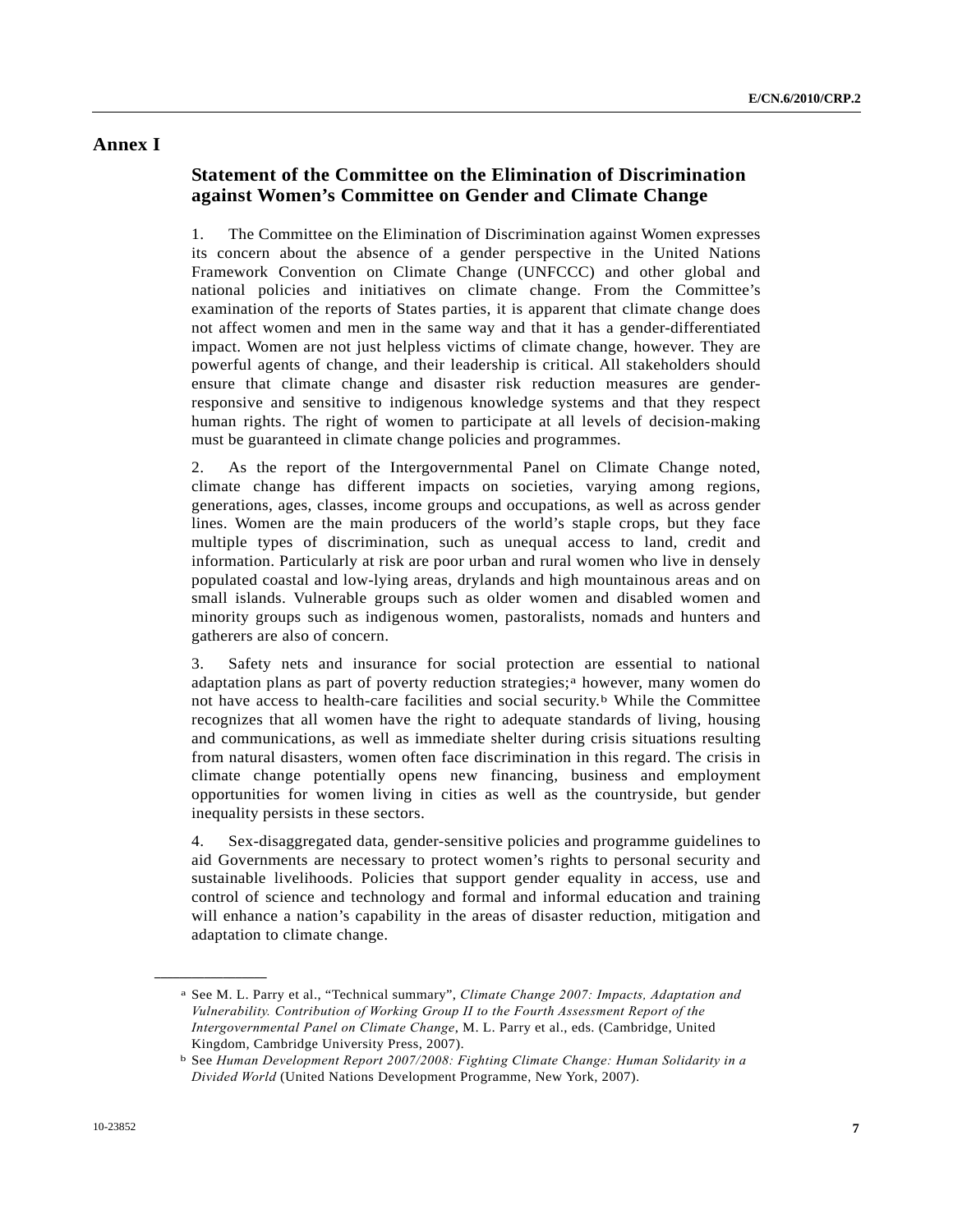# Annex I

## Statement of the Committee on the Elimination of Discrimination against Women's Committee on Gender and Climate Change

1. The Committee on the Elimination of Discrimination against Women expresses its concern about the absence of a gender perspective in the United Nations Framework Convention on Climate Change (UNFCCC) and other global and national policies and initiatives on climate change. From the Committee's examination of the reports of States parties, it is apparent that climate change does not affect women and men in the same way and that it has a gender-differentiated impact. Women are not just helpless victims of climate change, however. They are powerful agents of change, and their leadership is critical. All stakeholders should ensure that climate change and disaster risk reduction measures are gender-responsive and sensitive to indigenous knowledge systems and that they respect human rights. The right of women to participate at all levels of decision-making must be guaranteed in climate change policies and programmes.

2. As the report of the Intergovernmental Panel on Climate Change noted, climate change has different impacts on societies, varying among regions, generations, ages, classes, income groups and occupations, as well as across gender lines. Women are the main producers of the world's staple crops, but they face multiple types of discrimination, such as unequal access to land, credit and information. Particularly at risk are poor urban and rural women who live in densely populated coastal and low-lying areas, drylands and high mountainous areas and on small islands. Vulnerable groups such as older women and disabled women and minority groups such as indigenous women, pastoralists, nomads and hunters and gatherers are also of concern.

3. Safety nets and insurance for social protection are essential to national adaptation plans as part of poverty reduction strategies;[a] however, many women do not have access to health-care facilities and social security.[b] While the Committee recognizes that all women have the right to adequate standards of living, housing and communications, as well as immediate shelter during crisis situations resulting from natural disasters, women often face discrimination in this regard. The crisis in climate change potentially opens new financing, business and employment opportunities for women living in cities as well as the countryside, but gender inequality persists in these sectors.

4. Sex-disaggregated data, gender-sensitive policies and programme guidelines to aid Governments are necessary to protect women's rights to personal security and sustainable livelihoods. Policies that support gender equality in access, use and control of science and technology and formal and informal education and training will enhance a nation's capability in the areas of disaster reduction, mitigation and adaptation to climate change.

---

[a] See M. L. Parry et al., "Technical summary", *Climate Change 2007: Impacts, Adaptation and Vulnerability. Contribution of Working Group II to the Fourth Assessment Report of the Intergovernmental Panel on Climate Change*, M. L. Parry et al., eds. (Cambridge, United Kingdom, Cambridge University Press, 2007).

[b] See *Human Development Report 2007/2008: Fighting Climate Change: Human Solidarity in a Divided World* (United Nations Development Programme, New York, 2007).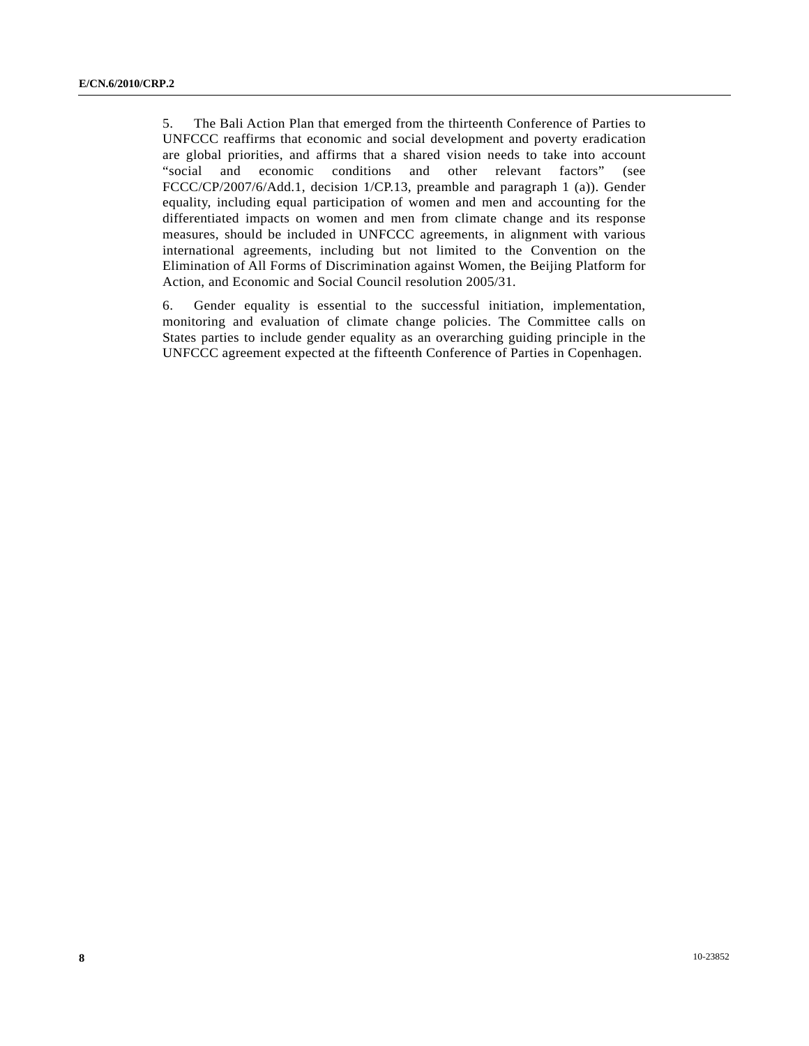5. The Bali Action Plan that emerged from the thirteenth Conference of Parties to UNFCCC reaffirms that economic and social development and poverty eradication are global priorities, and affirms that a shared vision needs to take into account "social and economic conditions and other relevant factors" (see FCCC/CP/2007/6/Add.1, decision 1/CP.13, preamble and paragraph 1 (a)). Gender equality, including equal participation of women and men and accounting for the differentiated impacts on women and men from climate change and its response measures, should be included in UNFCCC agreements, in alignment with various international agreements, including but not limited to the Convention on the Elimination of All Forms of Discrimination against Women, the Beijing Platform for Action, and Economic and Social Council resolution 2005/31.

6. Gender equality is essential to the successful initiation, implementation, monitoring and evaluation of climate change policies. The Committee calls on States parties to include gender equality as an overarching guiding principle in the UNFCCC agreement expected at the fifteenth Conference of Parties in Copenhagen.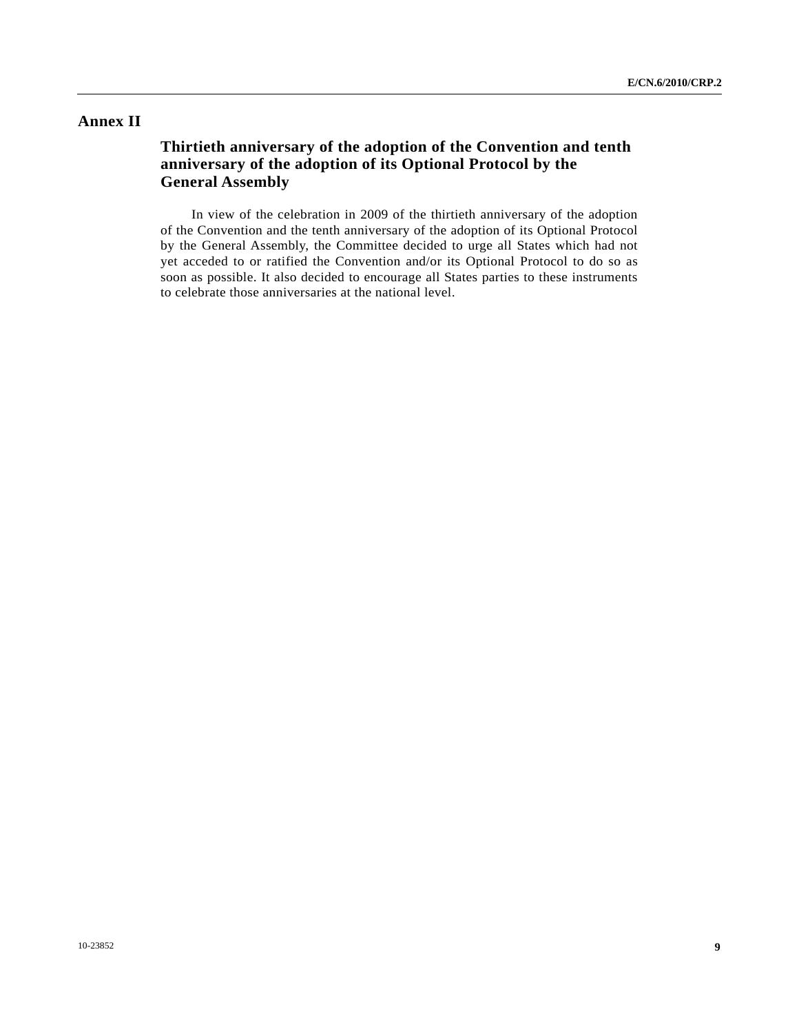# Annex II

## Thirtieth anniversary of the adoption of the Convention and tenth anniversary of the adoption of its Optional Protocol by the General Assembly

In view of the celebration in 2009 of the thirtieth anniversary of the adoption of the Convention and the tenth anniversary of the adoption of its Optional Protocol by the General Assembly, the Committee decided to urge all States which had not yet acceded to or ratified the Convention and/or its Optional Protocol to do so as soon as possible. It also decided to encourage all States parties to these instruments to celebrate those anniversaries at the national level.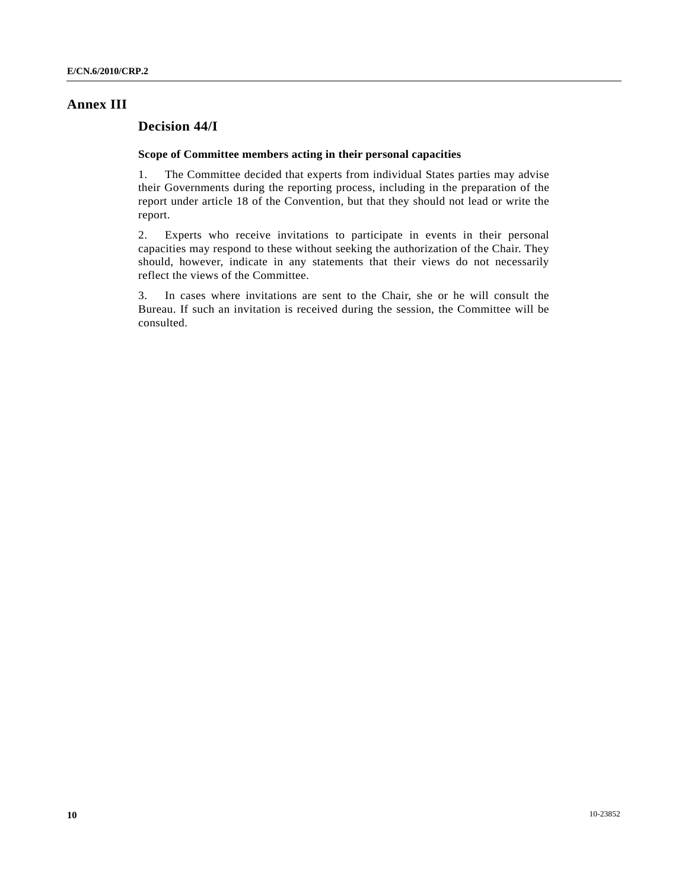# Annex III

## Decision 44/I

### Scope of Committee members acting in their personal capacities

1. The Committee decided that experts from individual States parties may advise their Governments during the reporting process, including in the preparation of the report under article 18 of the Convention, but that they should not lead or write the report.

2. Experts who receive invitations to participate in events in their personal capacities may respond to these without seeking the authorization of the Chair. They should, however, indicate in any statements that their views do not necessarily reflect the views of the Committee.

3. In cases where invitations are sent to the Chair, she or he will consult the Bureau. If such an invitation is received during the session, the Committee will be consulted.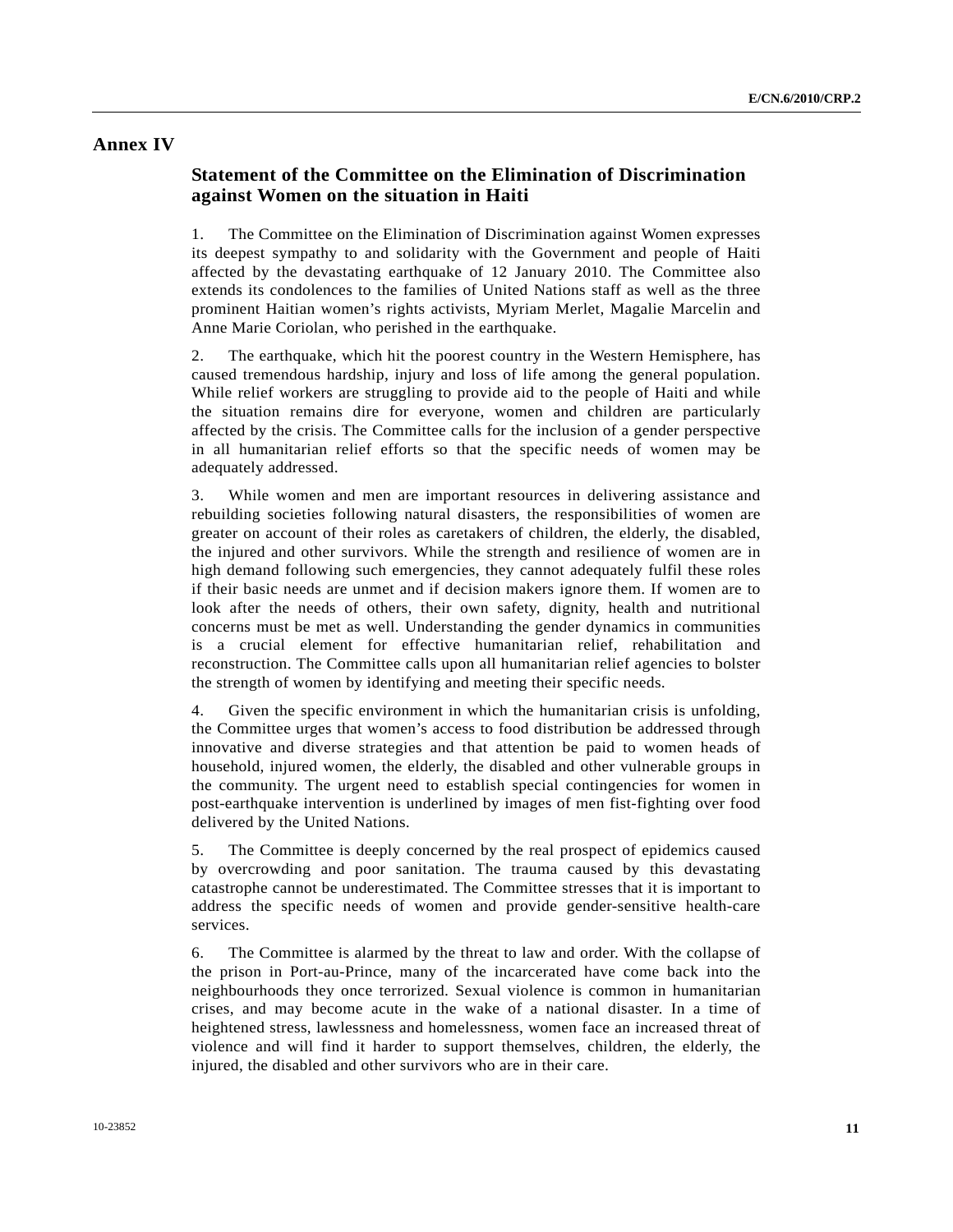# Annex IV

## Statement of the Committee on the Elimination of Discrimination against Women on the situation in Haiti

1. The Committee on the Elimination of Discrimination against Women expresses its deepest sympathy to and solidarity with the Government and people of Haiti affected by the devastating earthquake of 12 January 2010. The Committee also extends its condolences to the families of United Nations staff as well as the three prominent Haitian women's rights activists, Myriam Merlet, Magalie Marcelin and Anne Marie Coriolan, who perished in the earthquake.

2. The earthquake, which hit the poorest country in the Western Hemisphere, has caused tremendous hardship, injury and loss of life among the general population. While relief workers are struggling to provide aid to the people of Haiti and while the situation remains dire for everyone, women and children are particularly affected by the crisis. The Committee calls for the inclusion of a gender perspective in all humanitarian relief efforts so that the specific needs of women may be adequately addressed.

3. While women and men are important resources in delivering assistance and rebuilding societies following natural disasters, the responsibilities of women are greater on account of their roles as caretakers of children, the elderly, the disabled, the injured and other survivors. While the strength and resilience of women are in high demand following such emergencies, they cannot adequately fulfil these roles if their basic needs are unmet and if decision makers ignore them. If women are to look after the needs of others, their own safety, dignity, health and nutritional concerns must be met as well. Understanding the gender dynamics in communities is a crucial element for effective humanitarian relief, rehabilitation and reconstruction. The Committee calls upon all humanitarian relief agencies to bolster the strength of women by identifying and meeting their specific needs.

4. Given the specific environment in which the humanitarian crisis is unfolding, the Committee urges that women's access to food distribution be addressed through innovative and diverse strategies and that attention be paid to women heads of household, injured women, the elderly, the disabled and other vulnerable groups in the community. The urgent need to establish special contingencies for women in post-earthquake intervention is underlined by images of men fist-fighting over food delivered by the United Nations.

5. The Committee is deeply concerned by the real prospect of epidemics caused by overcrowding and poor sanitation. The trauma caused by this devastating catastrophe cannot be underestimated. The Committee stresses that it is important to address the specific needs of women and provide gender-sensitive health-care services.

6. The Committee is alarmed by the threat to law and order. With the collapse of the prison in Port-au-Prince, many of the incarcerated have come back into the neighbourhoods they once terrorized. Sexual violence is common in humanitarian crises, and may become acute in the wake of a national disaster. In a time of heightened stress, lawlessness and homelessness, women face an increased threat of violence and will find it harder to support themselves, children, the elderly, the injured, the disabled and other survivors who are in their care.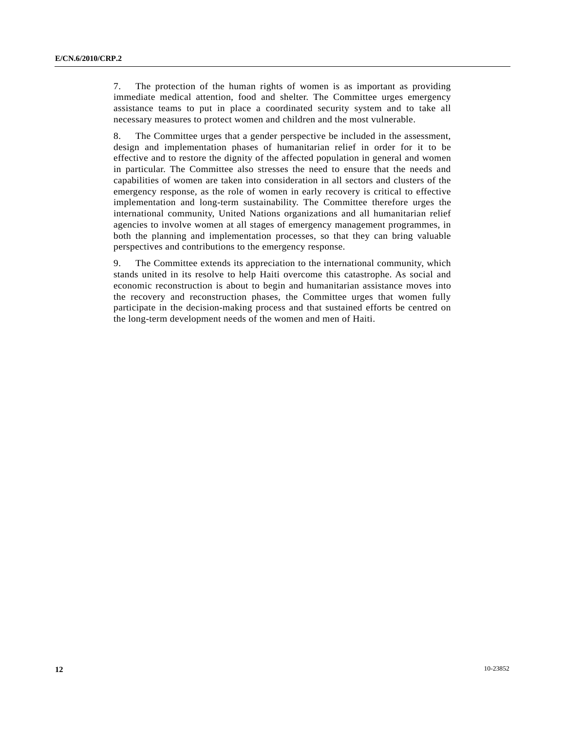7. The protection of the human rights of women is as important as providing immediate medical attention, food and shelter. The Committee urges emergency assistance teams to put in place a coordinated security system and to take all necessary measures to protect women and children and the most vulnerable.

8. The Committee urges that a gender perspective be included in the assessment, design and implementation phases of humanitarian relief in order for it to be effective and to restore the dignity of the affected population in general and women in particular. The Committee also stresses the need to ensure that the needs and capabilities of women are taken into consideration in all sectors and clusters of the emergency response, as the role of women in early recovery is critical to effective implementation and long-term sustainability. The Committee therefore urges the international community, United Nations organizations and all humanitarian relief agencies to involve women at all stages of emergency management programmes, in both the planning and implementation processes, so that they can bring valuable perspectives and contributions to the emergency response.

9. The Committee extends its appreciation to the international community, which stands united in its resolve to help Haiti overcome this catastrophe. As social and economic reconstruction is about to begin and humanitarian assistance moves into the recovery and reconstruction phases, the Committee urges that women fully participate in the decision-making process and that sustained efforts be centred on the long-term development needs of the women and men of Haiti.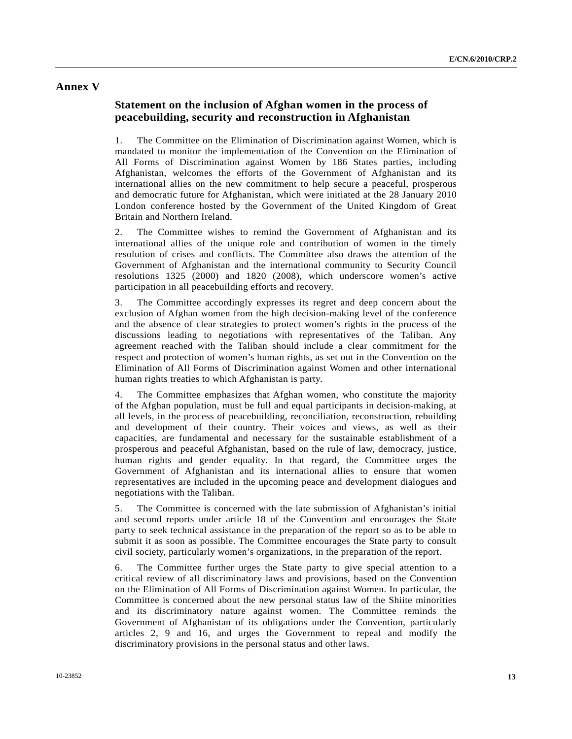# Annex V

## Statement on the inclusion of Afghan women in the process of peacebuilding, security and reconstruction in Afghanistan

1. The Committee on the Elimination of Discrimination against Women, which is mandated to monitor the implementation of the Convention on the Elimination of All Forms of Discrimination against Women by 186 States parties, including Afghanistan, welcomes the efforts of the Government of Afghanistan and its international allies on the new commitment to help secure a peaceful, prosperous and democratic future for Afghanistan, which were initiated at the 28 January 2010 London conference hosted by the Government of the United Kingdom of Great Britain and Northern Ireland.

2. The Committee wishes to remind the Government of Afghanistan and its international allies of the unique role and contribution of women in the timely resolution of crises and conflicts. The Committee also draws the attention of the Government of Afghanistan and the international community to Security Council resolutions 1325 (2000) and 1820 (2008), which underscore women's active participation in all peacebuilding efforts and recovery.

3. The Committee accordingly expresses its regret and deep concern about the exclusion of Afghan women from the high decision-making level of the conference and the absence of clear strategies to protect women's rights in the process of the discussions leading to negotiations with representatives of the Taliban. Any agreement reached with the Taliban should include a clear commitment for the respect and protection of women's human rights, as set out in the Convention on the Elimination of All Forms of Discrimination against Women and other international human rights treaties to which Afghanistan is party.

4. The Committee emphasizes that Afghan women, who constitute the majority of the Afghan population, must be full and equal participants in decision-making, at all levels, in the process of peacebuilding, reconciliation, reconstruction, rebuilding and development of their country. Their voices and views, as well as their capacities, are fundamental and necessary for the sustainable establishment of a prosperous and peaceful Afghanistan, based on the rule of law, democracy, justice, human rights and gender equality. In that regard, the Committee urges the Government of Afghanistan and its international allies to ensure that women representatives are included in the upcoming peace and development dialogues and negotiations with the Taliban.

5. The Committee is concerned with the late submission of Afghanistan's initial and second reports under article 18 of the Convention and encourages the State party to seek technical assistance in the preparation of the report so as to be able to submit it as soon as possible. The Committee encourages the State party to consult civil society, particularly women's organizations, in the preparation of the report.

6. The Committee further urges the State party to give special attention to a critical review of all discriminatory laws and provisions, based on the Convention on the Elimination of All Forms of Discrimination against Women. In particular, the Committee is concerned about the new personal status law of the Shiite minorities and its discriminatory nature against women. The Committee reminds the Government of Afghanistan of its obligations under the Convention, particularly articles 2, 9 and 16, and urges the Government to repeal and modify the discriminatory provisions in the personal status and other laws.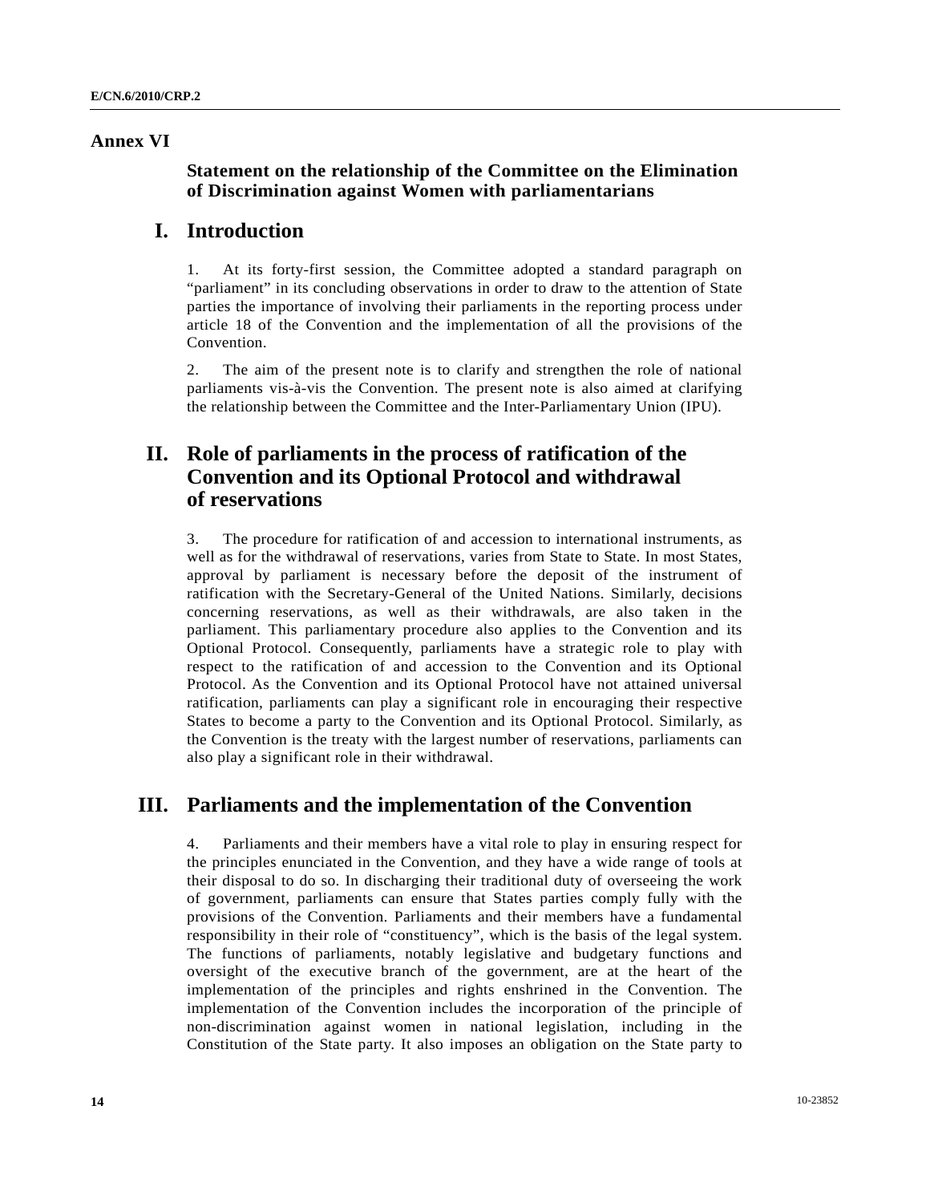# Annex VI

## Statement on the relationship of the Committee on the Elimination of Discrimination against Women with parliamentarians

## I. Introduction

1. At its forty-first session, the Committee adopted a standard paragraph on "parliament" in its concluding observations in order to draw to the attention of State parties the importance of involving their parliaments in the reporting process under article 18 of the Convention and the implementation of all the provisions of the Convention.

2. The aim of the present note is to clarify and strengthen the role of national parliaments vis-à-vis the Convention. The present note is also aimed at clarifying the relationship between the Committee and the Inter-Parliamentary Union (IPU).

## II. Role of parliaments in the process of ratification of the Convention and its Optional Protocol and withdrawal of reservations

3. The procedure for ratification of and accession to international instruments, as well as for the withdrawal of reservations, varies from State to State. In most States, approval by parliament is necessary before the deposit of the instrument of ratification with the Secretary-General of the United Nations. Similarly, decisions concerning reservations, as well as their withdrawals, are also taken in the parliament. This parliamentary procedure also applies to the Convention and its Optional Protocol. Consequently, parliaments have a strategic role to play with respect to the ratification of and accession to the Convention and its Optional Protocol. As the Convention and its Optional Protocol have not attained universal ratification, parliaments can play a significant role in encouraging their respective States to become a party to the Convention and its Optional Protocol. Similarly, as the Convention is the treaty with the largest number of reservations, parliaments can also play a significant role in their withdrawal.

## III. Parliaments and the implementation of the Convention

4. Parliaments and their members have a vital role to play in ensuring respect for the principles enunciated in the Convention, and they have a wide range of tools at their disposal to do so. In discharging their traditional duty of overseeing the work of government, parliaments can ensure that States parties comply fully with the provisions of the Convention. Parliaments and their members have a fundamental responsibility in their role of "constituency", which is the basis of the legal system. The functions of parliaments, notably legislative and budgetary functions and oversight of the executive branch of the government, are at the heart of the implementation of the principles and rights enshrined in the Convention. The implementation of the Convention includes the incorporation of the principle of non-discrimination against women in national legislation, including in the Constitution of the State party. It also imposes an obligation on the State party to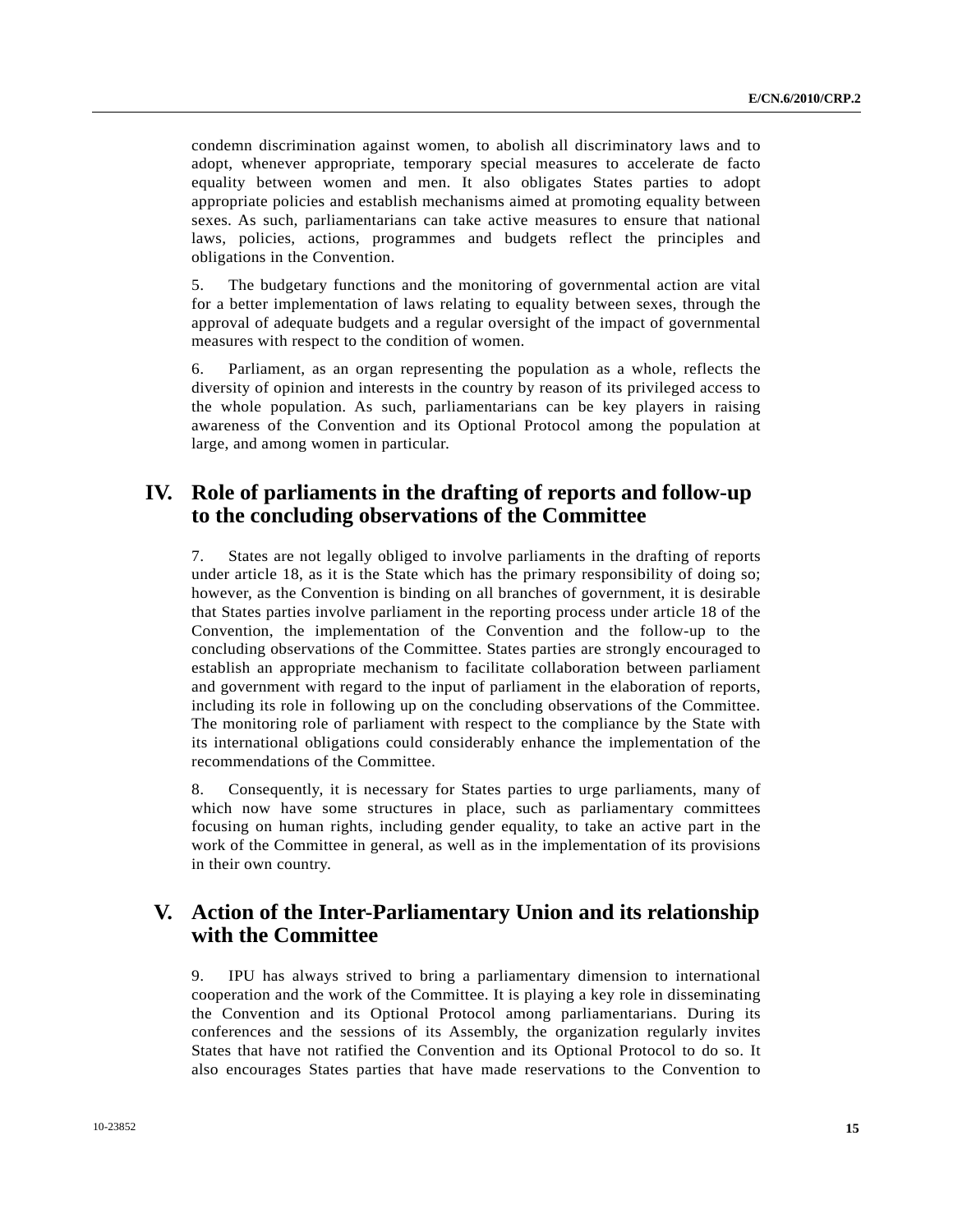condemn discrimination against women, to abolish all discriminatory laws and to adopt, whenever appropriate, temporary special measures to accelerate de facto equality between women and men. It also obligates States parties to adopt appropriate policies and establish mechanisms aimed at promoting equality between sexes. As such, parliamentarians can take active measures to ensure that national laws, policies, actions, programmes and budgets reflect the principles and obligations in the Convention.

5. The budgetary functions and the monitoring of governmental action are vital for a better implementation of laws relating to equality between sexes, through the approval of adequate budgets and a regular oversight of the impact of governmental measures with respect to the condition of women.

6. Parliament, as an organ representing the population as a whole, reflects the diversity of opinion and interests in the country by reason of its privileged access to the whole population. As such, parliamentarians can be key players in raising awareness of the Convention and its Optional Protocol among the population at large, and among women in particular.

## IV. Role of parliaments in the drafting of reports and follow-up to the concluding observations of the Committee

7. States are not legally obliged to involve parliaments in the drafting of reports under article 18, as it is the State which has the primary responsibility of doing so; however, as the Convention is binding on all branches of government, it is desirable that States parties involve parliament in the reporting process under article 18 of the Convention, the implementation of the Convention and the follow-up to the concluding observations of the Committee. States parties are strongly encouraged to establish an appropriate mechanism to facilitate collaboration between parliament and government with regard to the input of parliament in the elaboration of reports, including its role in following up on the concluding observations of the Committee. The monitoring role of parliament with respect to the compliance by the State with its international obligations could considerably enhance the implementation of the recommendations of the Committee.

8. Consequently, it is necessary for States parties to urge parliaments, many of which now have some structures in place, such as parliamentary committees focusing on human rights, including gender equality, to take an active part in the work of the Committee in general, as well as in the implementation of its provisions in their own country.

## V. Action of the Inter-Parliamentary Union and its relationship with the Committee

9. IPU has always strived to bring a parliamentary dimension to international cooperation and the work of the Committee. It is playing a key role in disseminating the Convention and its Optional Protocol among parliamentarians. During its conferences and the sessions of its Assembly, the organization regularly invites States that have not ratified the Convention and its Optional Protocol to do so. It also encourages States parties that have made reservations to the Convention to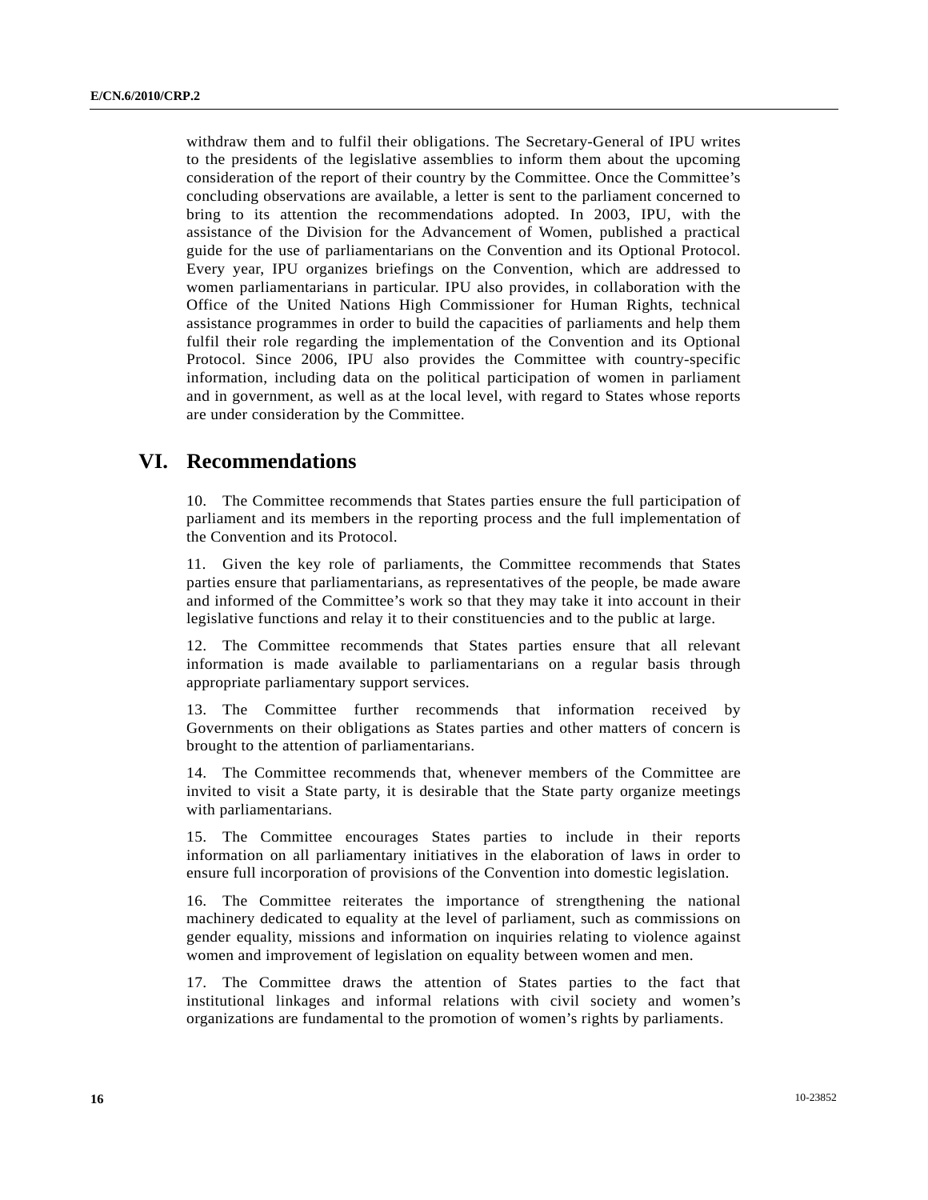withdraw them and to fulfil their obligations. The Secretary-General of IPU writes to the presidents of the legislative assemblies to inform them about the upcoming consideration of the report of their country by the Committee. Once the Committee's concluding observations are available, a letter is sent to the parliament concerned to bring to its attention the recommendations adopted. In 2003, IPU, with the assistance of the Division for the Advancement of Women, published a practical guide for the use of parliamentarians on the Convention and its Optional Protocol. Every year, IPU organizes briefings on the Convention, which are addressed to women parliamentarians in particular. IPU also provides, in collaboration with the Office of the United Nations High Commissioner for Human Rights, technical assistance programmes in order to build the capacities of parliaments and help them fulfil their role regarding the implementation of the Convention and its Optional Protocol. Since 2006, IPU also provides the Committee with country-specific information, including data on the political participation of women in parliament and in government, as well as at the local level, with regard to States whose reports are under consideration by the Committee.

# VI. Recommendations

10. The Committee recommends that States parties ensure the full participation of parliament and its members in the reporting process and the full implementation of the Convention and its Protocol.

11. Given the key role of parliaments, the Committee recommends that States parties ensure that parliamentarians, as representatives of the people, be made aware and informed of the Committee's work so that they may take it into account in their legislative functions and relay it to their constituencies and to the public at large.

12. The Committee recommends that States parties ensure that all relevant information is made available to parliamentarians on a regular basis through appropriate parliamentary support services.

13. The Committee further recommends that information received by Governments on their obligations as States parties and other matters of concern is brought to the attention of parliamentarians.

14. The Committee recommends that, whenever members of the Committee are invited to visit a State party, it is desirable that the State party organize meetings with parliamentarians.

15. The Committee encourages States parties to include in their reports information on all parliamentary initiatives in the elaboration of laws in order to ensure full incorporation of provisions of the Convention into domestic legislation.

16. The Committee reiterates the importance of strengthening the national machinery dedicated to equality at the level of parliament, such as commissions on gender equality, missions and information on inquiries relating to violence against women and improvement of legislation on equality between women and men.

17. The Committee draws the attention of States parties to the fact that institutional linkages and informal relations with civil society and women's organizations are fundamental to the promotion of women's rights by parliaments.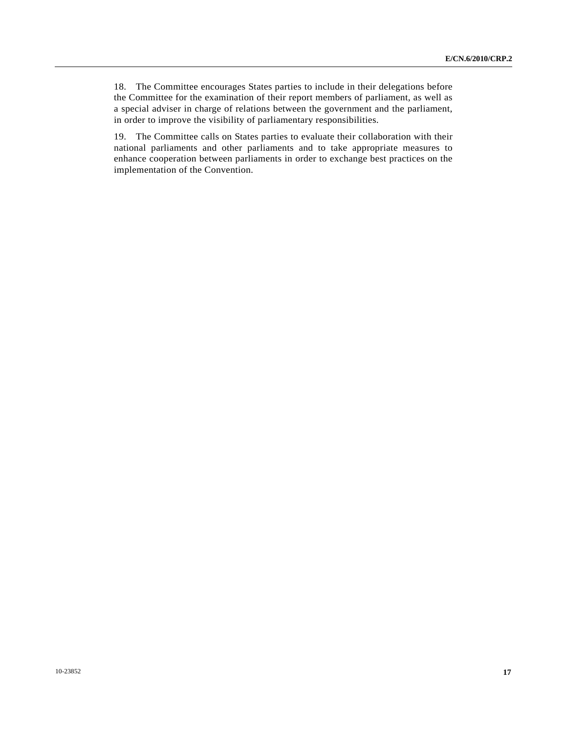18. The Committee encourages States parties to include in their delegations before the Committee for the examination of their report members of parliament, as well as a special adviser in charge of relations between the government and the parliament, in order to improve the visibility of parliamentary responsibilities.

19. The Committee calls on States parties to evaluate their collaboration with their national parliaments and other parliaments and to take appropriate measures to enhance cooperation between parliaments in order to exchange best practices on the implementation of the Convention.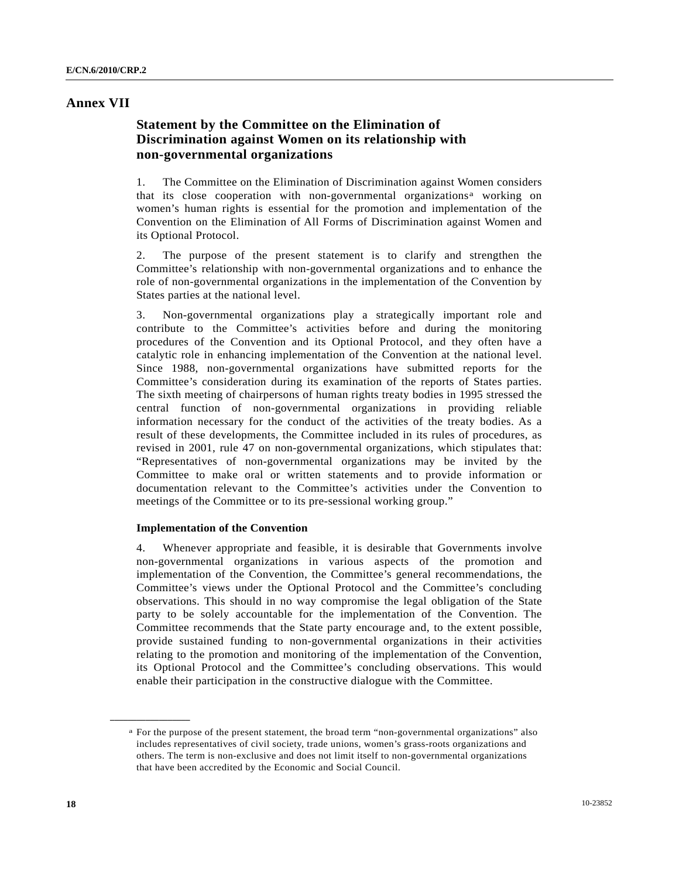# Annex VII

## Statement by the Committee on the Elimination of Discrimination against Women on its relationship with non-governmental organizations

1. The Committee on the Elimination of Discrimination against Women considers that its close cooperation with non-governmental organizations[a] working on women's human rights is essential for the promotion and implementation of the Convention on the Elimination of All Forms of Discrimination against Women and its Optional Protocol.

2. The purpose of the present statement is to clarify and strengthen the Committee's relationship with non-governmental organizations and to enhance the role of non-governmental organizations in the implementation of the Convention by States parties at the national level.

3. Non-governmental organizations play a strategically important role and contribute to the Committee's activities before and during the monitoring procedures of the Convention and its Optional Protocol, and they often have a catalytic role in enhancing implementation of the Convention at the national level. Since 1988, non-governmental organizations have submitted reports for the Committee's consideration during its examination of the reports of States parties. The sixth meeting of chairpersons of human rights treaty bodies in 1995 stressed the central function of non-governmental organizations in providing reliable information necessary for the conduct of the activities of the treaty bodies. As a result of these developments, the Committee included in its rules of procedures, as revised in 2001, rule 47 on non-governmental organizations, which stipulates that: "Representatives of non-governmental organizations may be invited by the Committee to make oral or written statements and to provide information or documentation relevant to the Committee's activities under the Convention to meetings of the Committee or to its pre-sessional working group."

### Implementation of the Convention

4. Whenever appropriate and feasible, it is desirable that Governments involve non-governmental organizations in various aspects of the promotion and implementation of the Convention, the Committee's general recommendations, the Committee's views under the Optional Protocol and the Committee's concluding observations. This should in no way compromise the legal obligation of the State party to be solely accountable for the implementation of the Convention. The Committee recommends that the State party encourage and, to the extent possible, provide sustained funding to non-governmental organizations in their activities relating to the promotion and monitoring of the implementation of the Convention, its Optional Protocol and the Committee's concluding observations. This would enable their participation in the constructive dialogue with the Committee.

---

[a] For the purpose of the present statement, the broad term "non-governmental organizations" also includes representatives of civil society, trade unions, women's grass-roots organizations and others. The term is non-exclusive and does not limit itself to non-governmental organizations that have been accredited by the Economic and Social Council.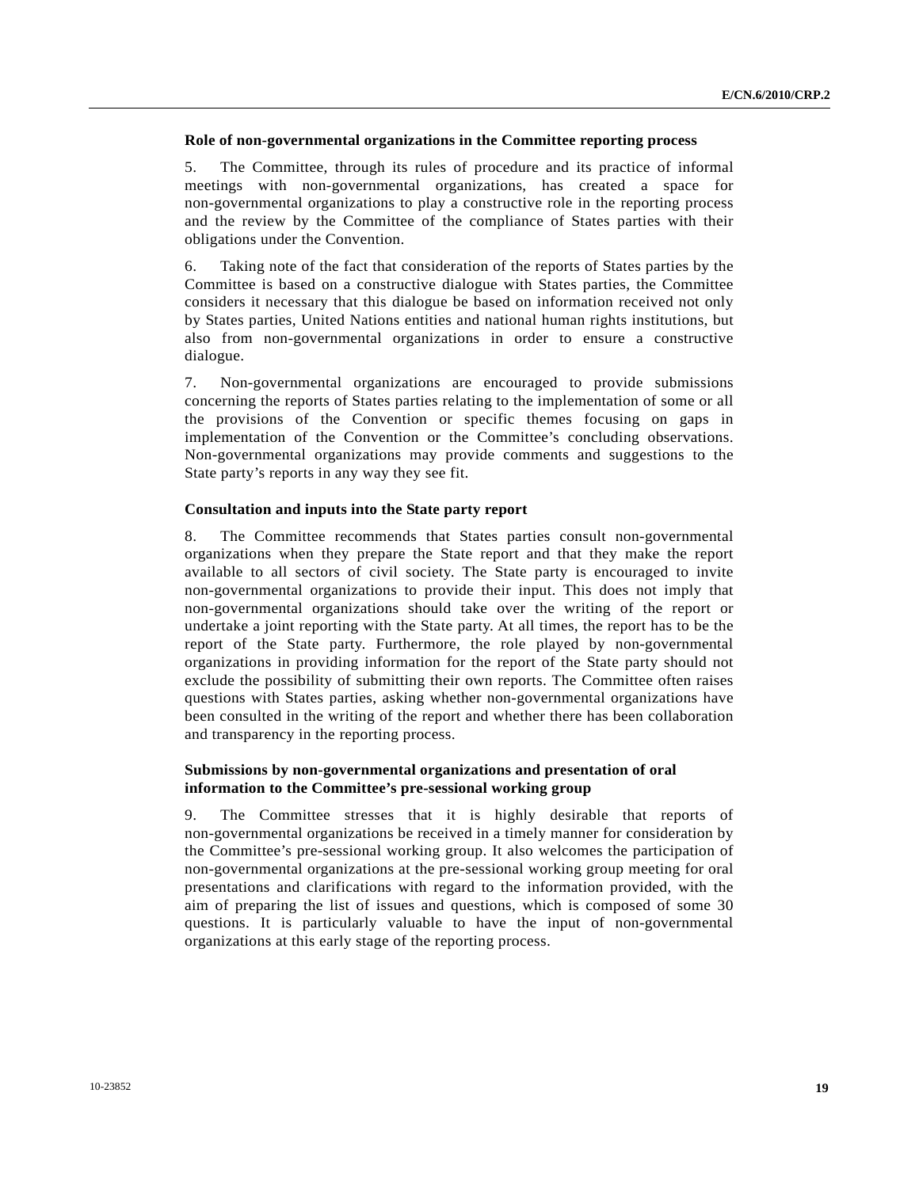**Role of non-governmental organizations in the Committee reporting process**

5. The Committee, through its rules of procedure and its practice of informal meetings with non-governmental organizations, has created a space for non-governmental organizations to play a constructive role in the reporting process and the review by the Committee of the compliance of States parties with their obligations under the Convention.

6. Taking note of the fact that consideration of the reports of States parties by the Committee is based on a constructive dialogue with States parties, the Committee considers it necessary that this dialogue be based on information received not only by States parties, United Nations entities and national human rights institutions, but also from non-governmental organizations in order to ensure a constructive dialogue.

7. Non-governmental organizations are encouraged to provide submissions concerning the reports of States parties relating to the implementation of some or all the provisions of the Convention or specific themes focusing on gaps in implementation of the Convention or the Committee's concluding observations. Non-governmental organizations may provide comments and suggestions to the State party's reports in any way they see fit.

**Consultation and inputs into the State party report**

8. The Committee recommends that States parties consult non-governmental organizations when they prepare the State report and that they make the report available to all sectors of civil society. The State party is encouraged to invite non-governmental organizations to provide their input. This does not imply that non-governmental organizations should take over the writing of the report or undertake a joint reporting with the State party. At all times, the report has to be the report of the State party. Furthermore, the role played by non-governmental organizations in providing information for the report of the State party should not exclude the possibility of submitting their own reports. The Committee often raises questions with States parties, asking whether non-governmental organizations have been consulted in the writing of the report and whether there has been collaboration and transparency in the reporting process.

**Submissions by non-governmental organizations and presentation of oral information to the Committee's pre-sessional working group**

9. The Committee stresses that it is highly desirable that reports of non-governmental organizations be received in a timely manner for consideration by the Committee's pre-sessional working group. It also welcomes the participation of non-governmental organizations at the pre-sessional working group meeting for oral presentations and clarifications with regard to the information provided, with the aim of preparing the list of issues and questions, which is composed of some 30 questions. It is particularly valuable to have the input of non-governmental organizations at this early stage of the reporting process.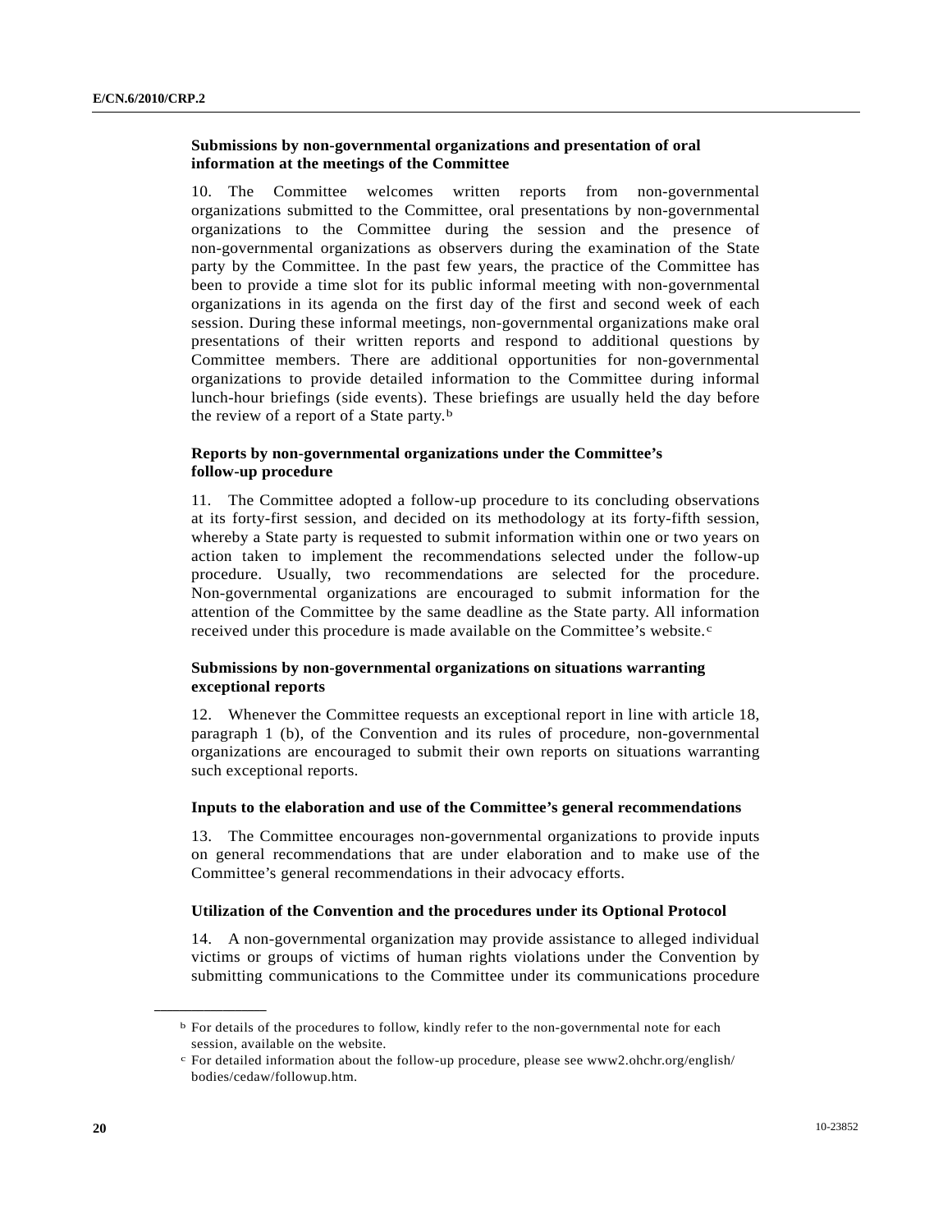### Submissions by non-governmental organizations and presentation of oral information at the meetings of the Committee

10. The Committee welcomes written reports from non-governmental organizations submitted to the Committee, oral presentations by non-governmental organizations to the Committee during the session and the presence of non-governmental organizations as observers during the examination of the State party by the Committee. In the past few years, the practice of the Committee has been to provide a time slot for its public informal meeting with non-governmental organizations in its agenda on the first day of the first and second week of each session. During these informal meetings, non-governmental organizations make oral presentations of their written reports and respond to additional questions by Committee members. There are additional opportunities for non-governmental organizations to provide detailed information to the Committee during informal lunch-hour briefings (side events). These briefings are usually held the day before the review of a report of a State party.[b]

### Reports by non-governmental organizations under the Committee's follow-up procedure

11. The Committee adopted a follow-up procedure to its concluding observations at its forty-first session, and decided on its methodology at its forty-fifth session, whereby a State party is requested to submit information within one or two years on action taken to implement the recommendations selected under the follow-up procedure. Usually, two recommendations are selected for the procedure. Non-governmental organizations are encouraged to submit information for the attention of the Committee by the same deadline as the State party. All information received under this procedure is made available on the Committee's website.[c]

### Submissions by non-governmental organizations on situations warranting exceptional reports

12. Whenever the Committee requests an exceptional report in line with article 18, paragraph 1 (b), of the Convention and its rules of procedure, non-governmental organizations are encouraged to submit their own reports on situations warranting such exceptional reports.

### Inputs to the elaboration and use of the Committee's general recommendations

13. The Committee encourages non-governmental organizations to provide inputs on general recommendations that are under elaboration and to make use of the Committee's general recommendations in their advocacy efforts.

### Utilization of the Convention and the procedures under its Optional Protocol

14. A non-governmental organization may provide assistance to alleged individual victims or groups of victims of human rights violations under the Convention by submitting communications to the Committee under its communications procedure

---

[b] For details of the procedures to follow, kindly refer to the non-governmental note for each session, available on the website.

[c] For detailed information about the follow-up procedure, please see www2.ohchr.org/english/bodies/cedaw/followup.htm.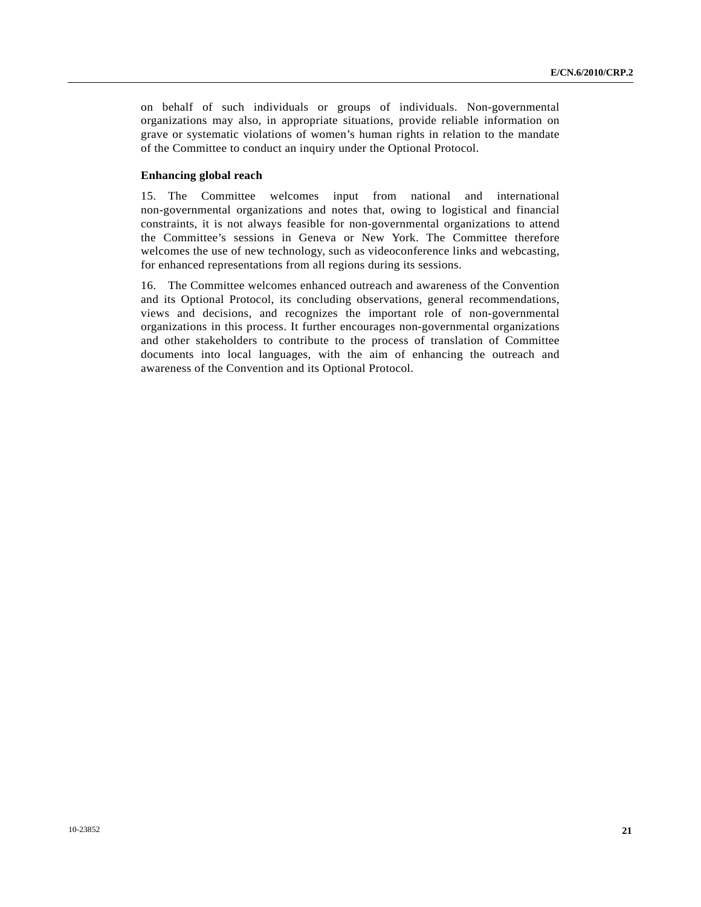on behalf of such individuals or groups of individuals. Non-governmental organizations may also, in appropriate situations, provide reliable information on grave or systematic violations of women's human rights in relation to the mandate of the Committee to conduct an inquiry under the Optional Protocol.

**Enhancing global reach**

15. The Committee welcomes input from national and international non-governmental organizations and notes that, owing to logistical and financial constraints, it is not always feasible for non-governmental organizations to attend the Committee's sessions in Geneva or New York. The Committee therefore welcomes the use of new technology, such as videoconference links and webcasting, for enhanced representations from all regions during its sessions.

16. The Committee welcomes enhanced outreach and awareness of the Convention and its Optional Protocol, its concluding observations, general recommendations, views and decisions, and recognizes the important role of non-governmental organizations in this process. It further encourages non-governmental organizations and other stakeholders to contribute to the process of translation of Committee documents into local languages, with the aim of enhancing the outreach and awareness of the Convention and its Optional Protocol.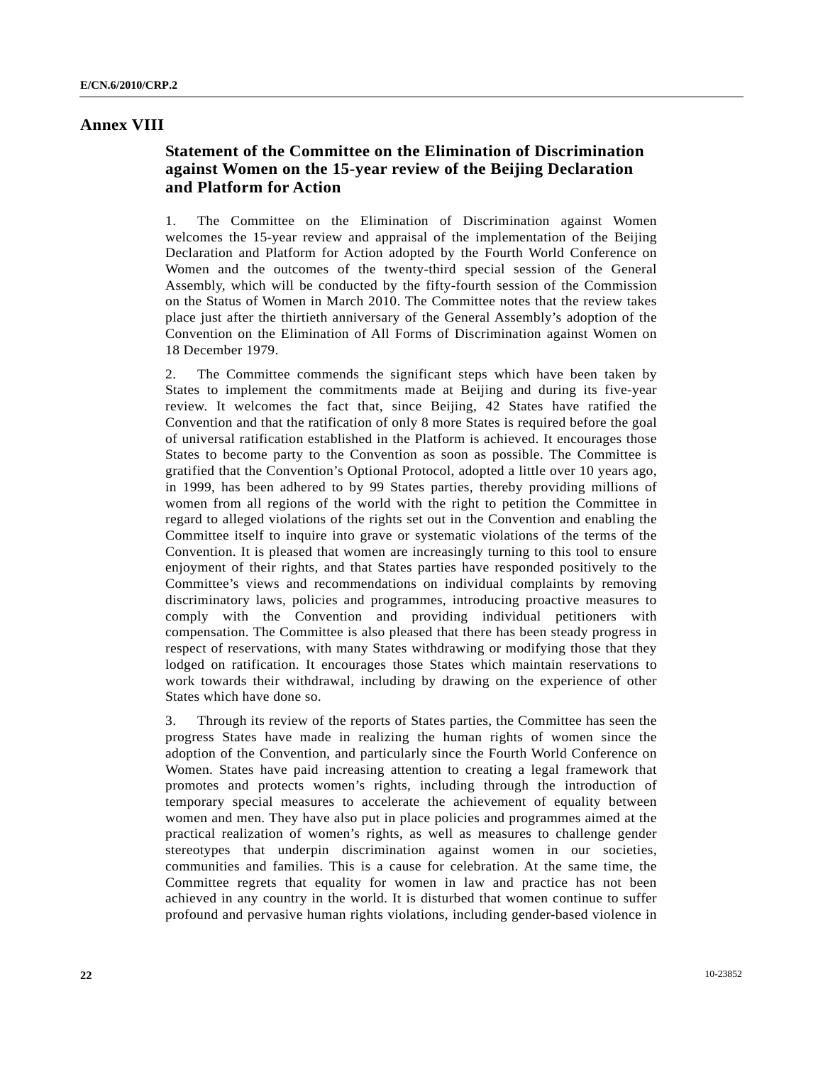# Annex VIII

## Statement of the Committee on the Elimination of Discrimination against Women on the 15-year review of the Beijing Declaration and Platform for Action

1. The Committee on the Elimination of Discrimination against Women welcomes the 15-year review and appraisal of the implementation of the Beijing Declaration and Platform for Action adopted by the Fourth World Conference on Women and the outcomes of the twenty-third special session of the General Assembly, which will be conducted by the fifty-fourth session of the Commission on the Status of Women in March 2010. The Committee notes that the review takes place just after the thirtieth anniversary of the General Assembly's adoption of the Convention on the Elimination of All Forms of Discrimination against Women on 18 December 1979.

2. The Committee commends the significant steps which have been taken by States to implement the commitments made at Beijing and during its five-year review. It welcomes the fact that, since Beijing, 42 States have ratified the Convention and that the ratification of only 8 more States is required before the goal of universal ratification established in the Platform is achieved. It encourages those States to become party to the Convention as soon as possible. The Committee is gratified that the Convention's Optional Protocol, adopted a little over 10 years ago, in 1999, has been adhered to by 99 States parties, thereby providing millions of women from all regions of the world with the right to petition the Committee in regard to alleged violations of the rights set out in the Convention and enabling the Committee itself to inquire into grave or systematic violations of the terms of the Convention. It is pleased that women are increasingly turning to this tool to ensure enjoyment of their rights, and that States parties have responded positively to the Committee's views and recommendations on individual complaints by removing discriminatory laws, policies and programmes, introducing proactive measures to comply with the Convention and providing individual petitioners with compensation. The Committee is also pleased that there has been steady progress in respect of reservations, with many States withdrawing or modifying those that they lodged on ratification. It encourages those States which maintain reservations to work towards their withdrawal, including by drawing on the experience of other States which have done so.

3. Through its review of the reports of States parties, the Committee has seen the progress States have made in realizing the human rights of women since the adoption of the Convention, and particularly since the Fourth World Conference on Women. States have paid increasing attention to creating a legal framework that promotes and protects women's rights, including through the introduction of temporary special measures to accelerate the achievement of equality between women and men. They have also put in place policies and programmes aimed at the practical realization of women's rights, as well as measures to challenge gender stereotypes that underpin discrimination against women in our societies, communities and families. This is a cause for celebration. At the same time, the Committee regrets that equality for women in law and practice has not been achieved in any country in the world. It is disturbed that women continue to suffer profound and pervasive human rights violations, including gender-based violence in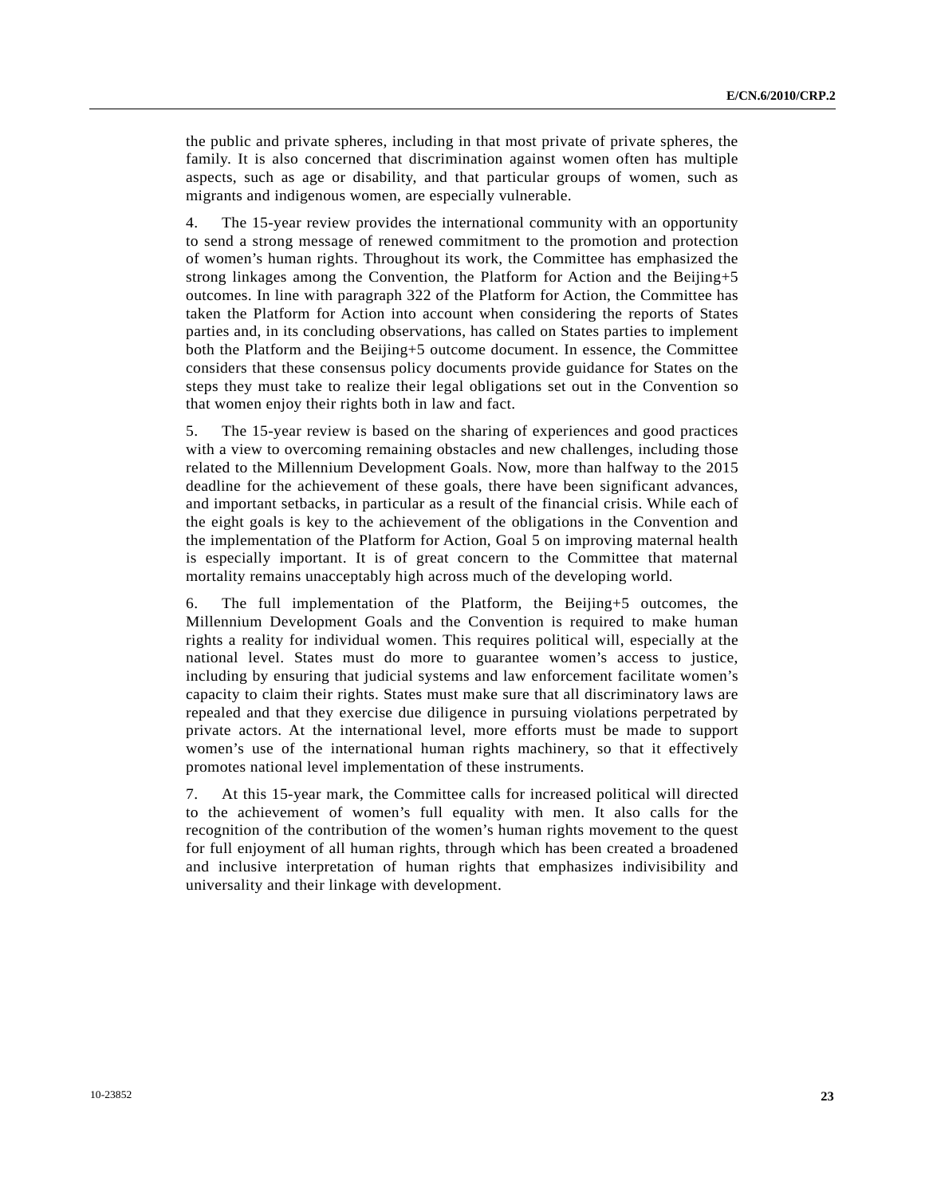the public and private spheres, including in that most private of private spheres, the family. It is also concerned that discrimination against women often has multiple aspects, such as age or disability, and that particular groups of women, such as migrants and indigenous women, are especially vulnerable.

4. The 15-year review provides the international community with an opportunity to send a strong message of renewed commitment to the promotion and protection of women's human rights. Throughout its work, the Committee has emphasized the strong linkages among the Convention, the Platform for Action and the Beijing+5 outcomes. In line with paragraph 322 of the Platform for Action, the Committee has taken the Platform for Action into account when considering the reports of States parties and, in its concluding observations, has called on States parties to implement both the Platform and the Beijing+5 outcome document. In essence, the Committee considers that these consensus policy documents provide guidance for States on the steps they must take to realize their legal obligations set out in the Convention so that women enjoy their rights both in law and fact.

5. The 15-year review is based on the sharing of experiences and good practices with a view to overcoming remaining obstacles and new challenges, including those related to the Millennium Development Goals. Now, more than halfway to the 2015 deadline for the achievement of these goals, there have been significant advances, and important setbacks, in particular as a result of the financial crisis. While each of the eight goals is key to the achievement of the obligations in the Convention and the implementation of the Platform for Action, Goal 5 on improving maternal health is especially important. It is of great concern to the Committee that maternal mortality remains unacceptably high across much of the developing world.

6. The full implementation of the Platform, the Beijing+5 outcomes, the Millennium Development Goals and the Convention is required to make human rights a reality for individual women. This requires political will, especially at the national level. States must do more to guarantee women's access to justice, including by ensuring that judicial systems and law enforcement facilitate women's capacity to claim their rights. States must make sure that all discriminatory laws are repealed and that they exercise due diligence in pursuing violations perpetrated by private actors. At the international level, more efforts must be made to support women's use of the international human rights machinery, so that it effectively promotes national level implementation of these instruments.

7. At this 15-year mark, the Committee calls for increased political will directed to the achievement of women's full equality with men. It also calls for the recognition of the contribution of the women's human rights movement to the quest for full enjoyment of all human rights, through which has been created a broadened and inclusive interpretation of human rights that emphasizes indivisibility and universality and their linkage with development.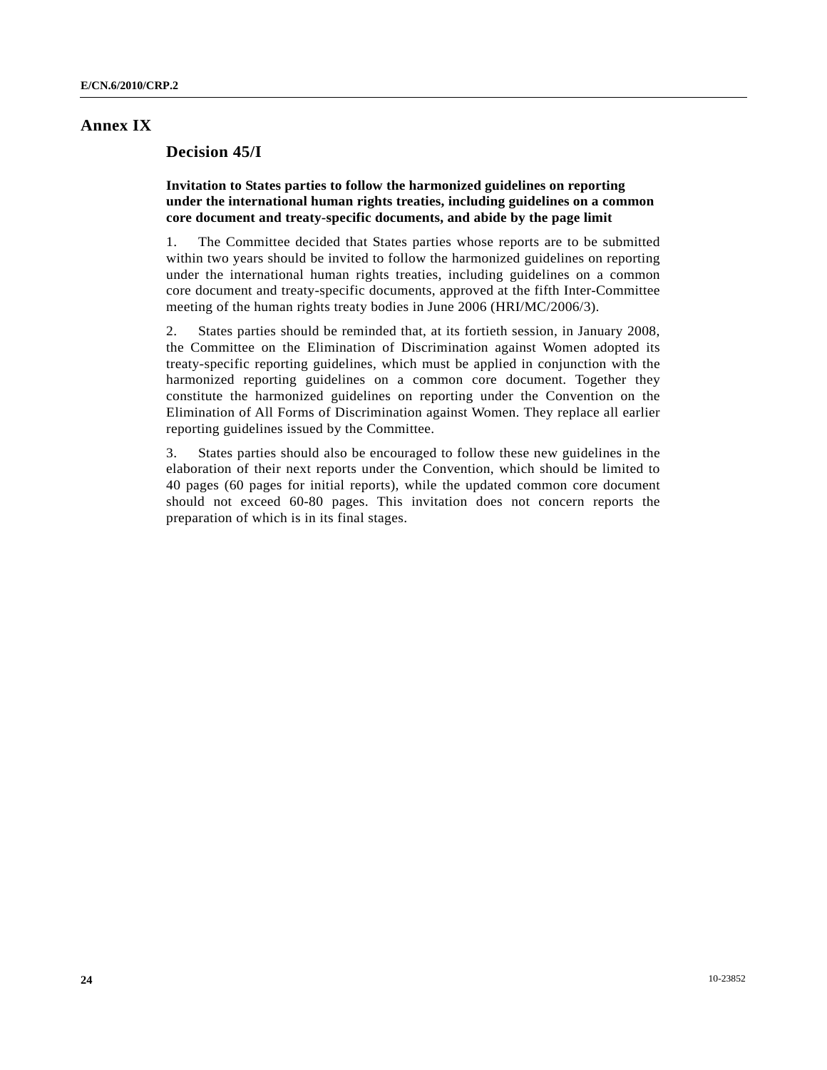# Annex IX

## Decision 45/I

**Invitation to States parties to follow the harmonized guidelines on reporting under the international human rights treaties, including guidelines on a common core document and treaty-specific documents, and abide by the page limit**

1. The Committee decided that States parties whose reports are to be submitted within two years should be invited to follow the harmonized guidelines on reporting under the international human rights treaties, including guidelines on a common core document and treaty-specific documents, approved at the fifth Inter-Committee meeting of the human rights treaty bodies in June 2006 (HRI/MC/2006/3).

2. States parties should be reminded that, at its fortieth session, in January 2008, the Committee on the Elimination of Discrimination against Women adopted its treaty-specific reporting guidelines, which must be applied in conjunction with the harmonized reporting guidelines on a common core document. Together they constitute the harmonized guidelines on reporting under the Convention on the Elimination of All Forms of Discrimination against Women. They replace all earlier reporting guidelines issued by the Committee.

3. States parties should also be encouraged to follow these new guidelines in the elaboration of their next reports under the Convention, which should be limited to 40 pages (60 pages for initial reports), while the updated common core document should not exceed 60-80 pages. This invitation does not concern reports the preparation of which is in its final stages.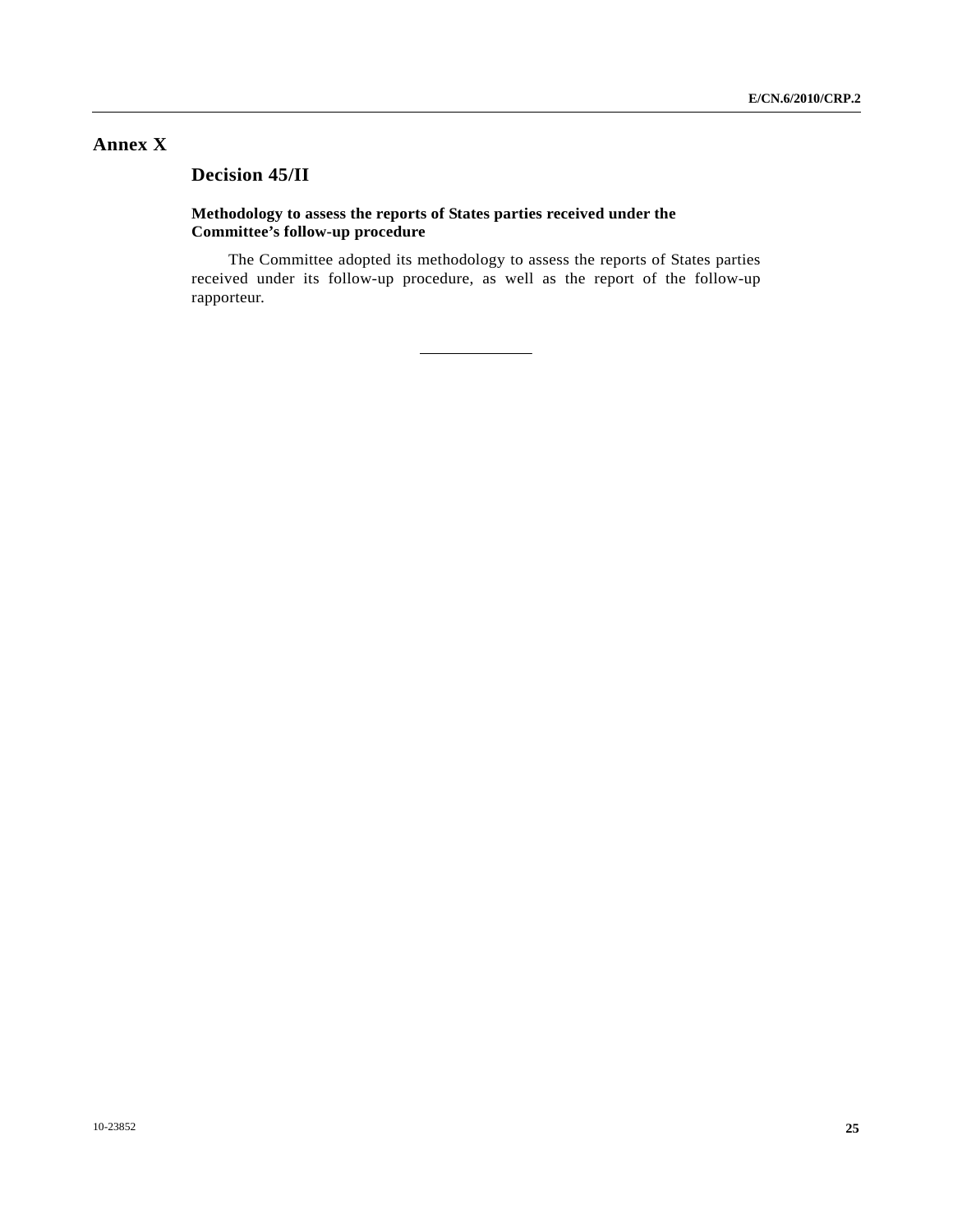# Annex X

## Decision 45/II

### Methodology to assess the reports of States parties received under the Committee's follow-up procedure

The Committee adopted its methodology to assess the reports of States parties received under its follow-up procedure, as well as the report of the follow-up rapporteur.